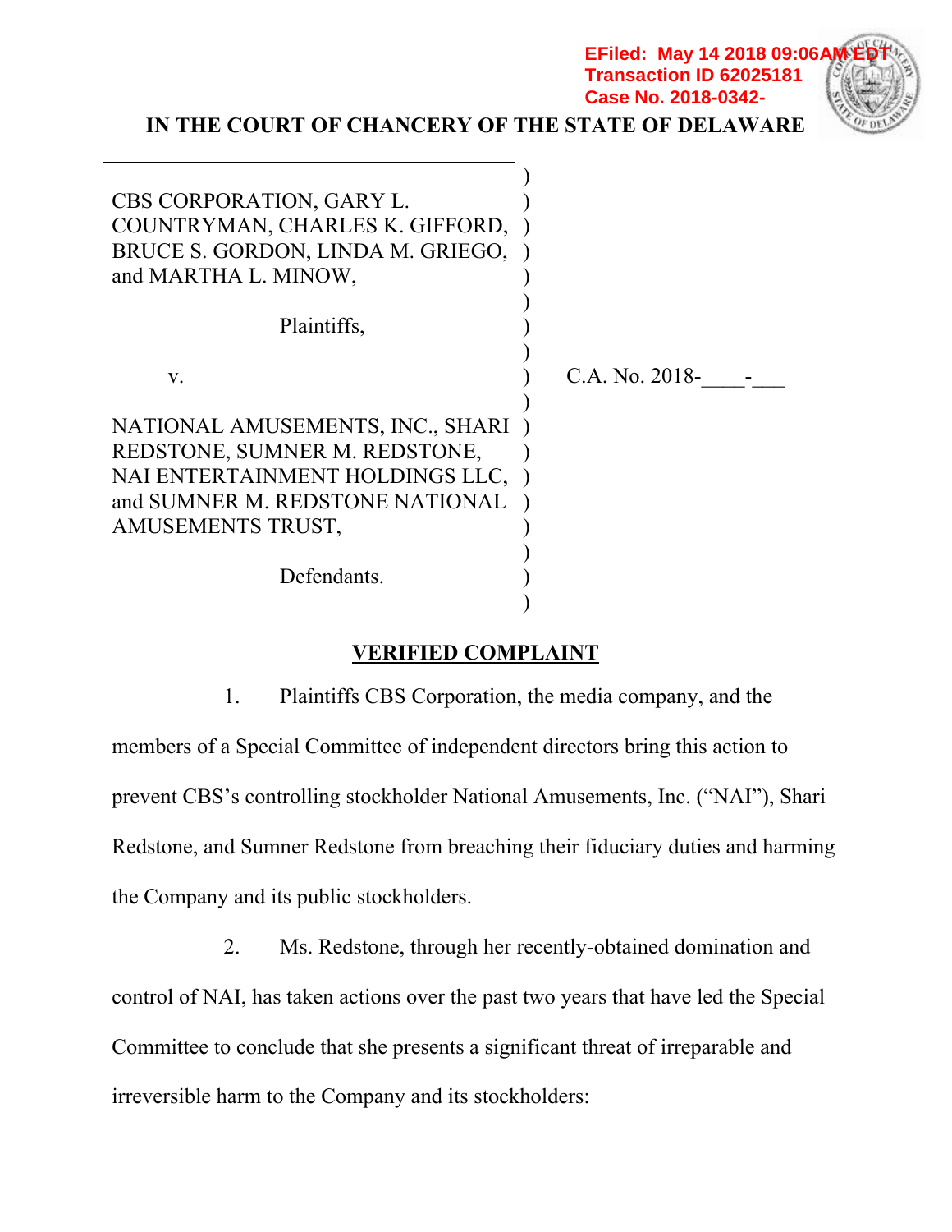EFiled: May 14 2018 09:06AM EDT
Transaction ID 62025181
Case No. 2018-0342-

# IN THE COURT OF CHANCERY OF THE STATE OF DELAWARE

CBS CORPORATION, GARY L. COUNTRYMAN, CHARLES K. GIFFORD, BRUCE S. GORDON, LINDA M. GRIEGO, and MARTHA L. MINOW,

Plaintiffs,

v.

NATIONAL AMUSEMENTS, INC., SHARI REDSTONE, SUMNER M. REDSTONE, NAI ENTERTAINMENT HOLDINGS LLC, and SUMNER M. REDSTONE NATIONAL AMUSEMENTS TRUST,

Defendants.

C.A. No. 2018-____-___

## VERIFIED COMPLAINT

1. Plaintiffs CBS Corporation, the media company, and the members of a Special Committee of independent directors bring this action to prevent CBS's controlling stockholder National Amusements, Inc. ("NAI"), Shari Redstone, and Sumner Redstone from breaching their fiduciary duties and harming the Company and its public stockholders.

2. Ms. Redstone, through her recently-obtained domination and control of NAI, has taken actions over the past two years that have led the Special Committee to conclude that she presents a significant threat of irreparable and irreversible harm to the Company and its stockholders: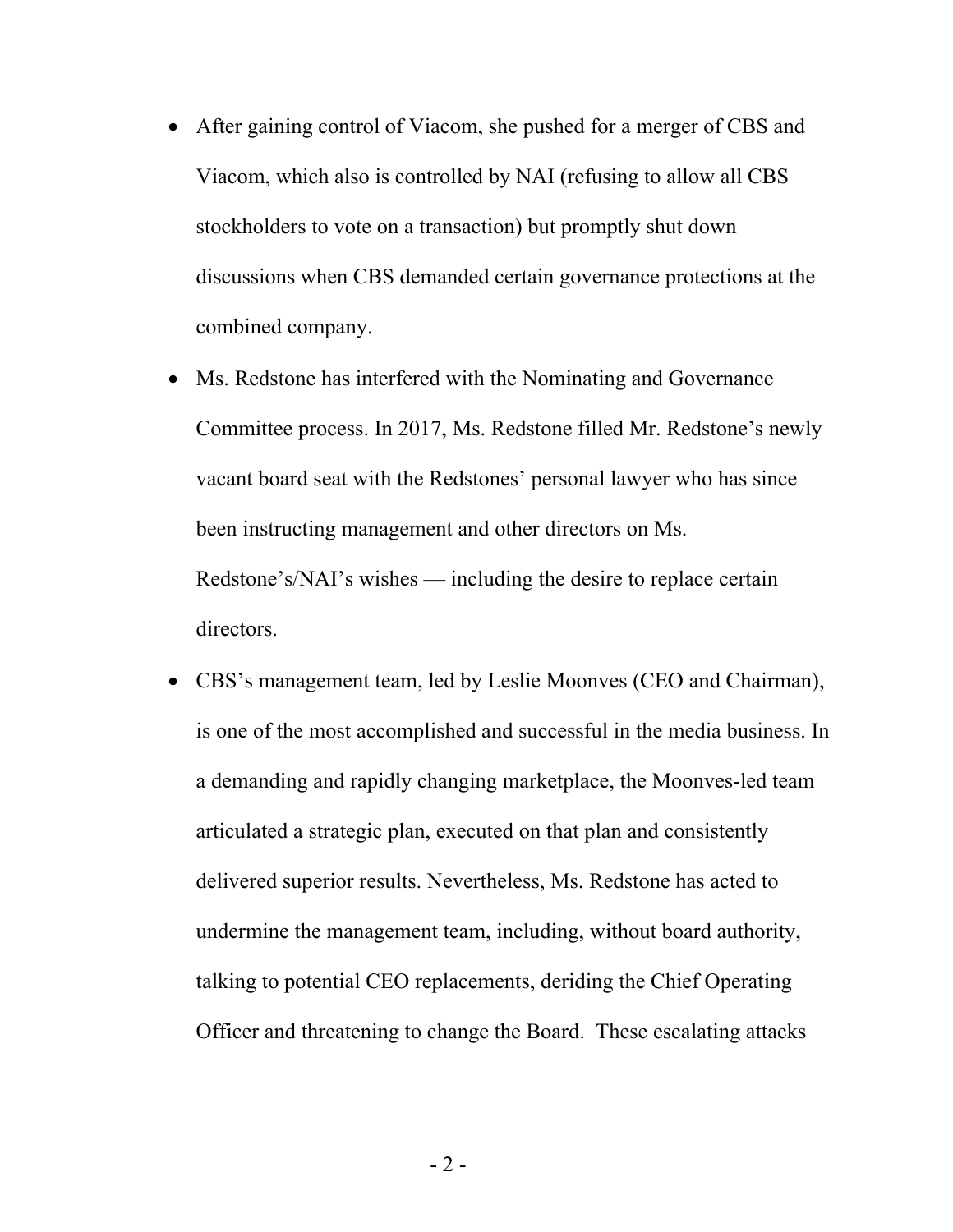- After gaining control of Viacom, she pushed for a merger of CBS and Viacom, which also is controlled by NAI (refusing to allow all CBS stockholders to vote on a transaction) but promptly shut down discussions when CBS demanded certain governance protections at the combined company.
- Ms. Redstone has interfered with the Nominating and Governance Committee process. In 2017, Ms. Redstone filled Mr. Redstone's newly vacant board seat with the Redstones' personal lawyer who has since been instructing management and other directors on Ms. Redstone's/NAI's wishes — including the desire to replace certain directors.
- CBS's management team, led by Leslie Moonves (CEO and Chairman), is one of the most accomplished and successful in the media business. In a demanding and rapidly changing marketplace, the Moonves-led team articulated a strategic plan, executed on that plan and consistently delivered superior results. Nevertheless, Ms. Redstone has acted to undermine the management team, including, without board authority, talking to potential CEO replacements, deriding the Chief Operating Officer and threatening to change the Board. These escalating attacks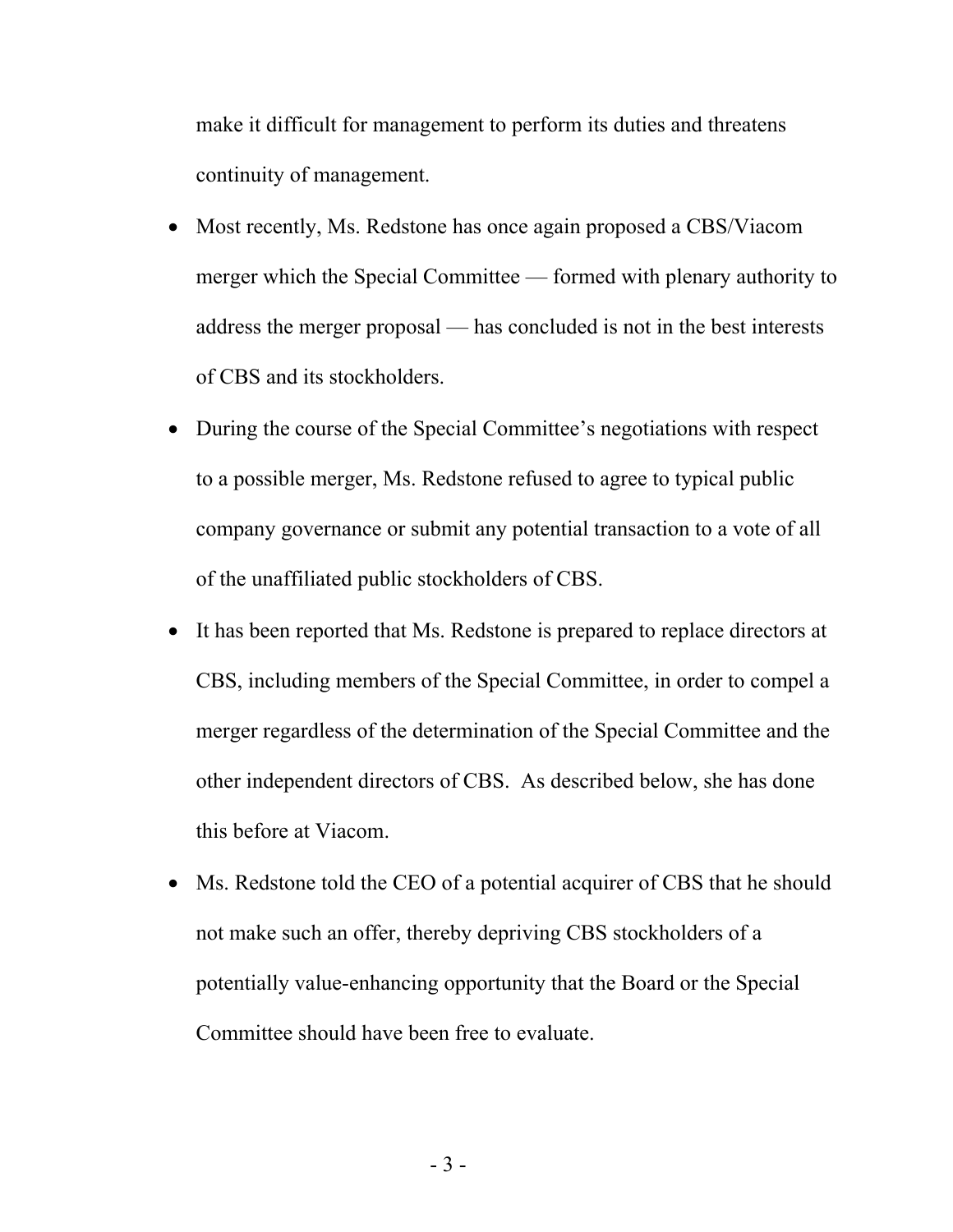make it difficult for management to perform its duties and threatens continuity of management.

- Most recently, Ms. Redstone has once again proposed a CBS/Viacom merger which the Special Committee — formed with plenary authority to address the merger proposal — has concluded is not in the best interests of CBS and its stockholders.
- During the course of the Special Committee's negotiations with respect to a possible merger, Ms. Redstone refused to agree to typical public company governance or submit any potential transaction to a vote of all of the unaffiliated public stockholders of CBS.
- It has been reported that Ms. Redstone is prepared to replace directors at CBS, including members of the Special Committee, in order to compel a merger regardless of the determination of the Special Committee and the other independent directors of CBS. As described below, she has done this before at Viacom.
- Ms. Redstone told the CEO of a potential acquirer of CBS that he should not make such an offer, thereby depriving CBS stockholders of a potentially value-enhancing opportunity that the Board or the Special Committee should have been free to evaluate.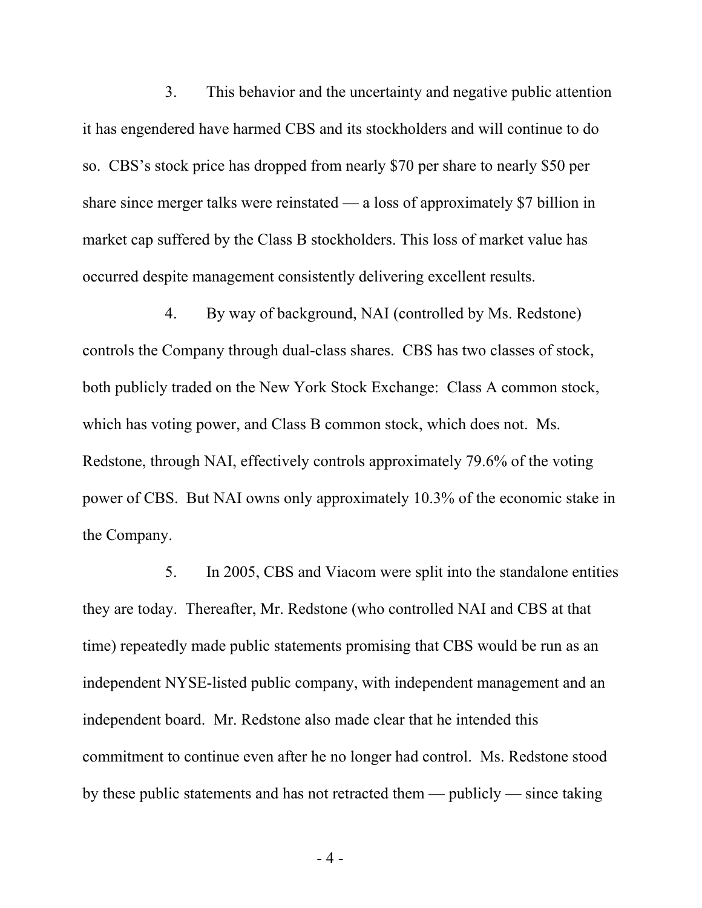3. This behavior and the uncertainty and negative public attention it has engendered have harmed CBS and its stockholders and will continue to do so. CBS's stock price has dropped from nearly $70 per share to nearly $50 per share since merger talks were reinstated — a loss of approximately $7 billion in market cap suffered by the Class B stockholders. This loss of market value has occurred despite management consistently delivering excellent results.

4. By way of background, NAI (controlled by Ms. Redstone) controls the Company through dual-class shares. CBS has two classes of stock, both publicly traded on the New York Stock Exchange: Class A common stock, which has voting power, and Class B common stock, which does not. Ms. Redstone, through NAI, effectively controls approximately 79.6% of the voting power of CBS. But NAI owns only approximately 10.3% of the economic stake in the Company.

5. In 2005, CBS and Viacom were split into the standalone entities they are today. Thereafter, Mr. Redstone (who controlled NAI and CBS at that time) repeatedly made public statements promising that CBS would be run as an independent NYSE-listed public company, with independent management and an independent board. Mr. Redstone also made clear that he intended this commitment to continue even after he no longer had control. Ms. Redstone stood by these public statements and has not retracted them — publicly — since taking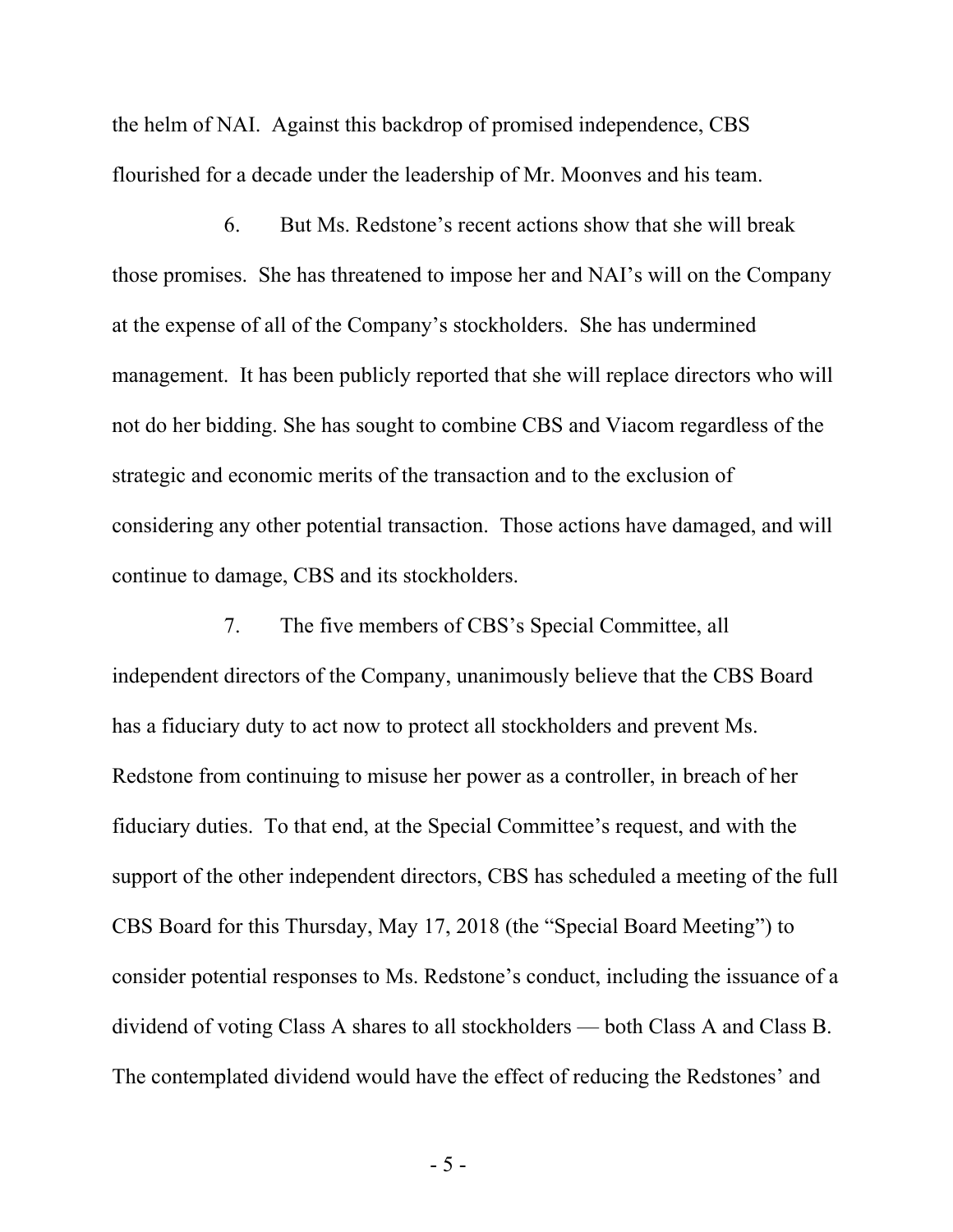the helm of NAI. Against this backdrop of promised independence, CBS flourished for a decade under the leadership of Mr. Moonves and his team.

6. But Ms. Redstone's recent actions show that she will break those promises. She has threatened to impose her and NAI's will on the Company at the expense of all of the Company's stockholders. She has undermined management. It has been publicly reported that she will replace directors who will not do her bidding. She has sought to combine CBS and Viacom regardless of the strategic and economic merits of the transaction and to the exclusion of considering any other potential transaction. Those actions have damaged, and will continue to damage, CBS and its stockholders.

7. The five members of CBS's Special Committee, all independent directors of the Company, unanimously believe that the CBS Board has a fiduciary duty to act now to protect all stockholders and prevent Ms. Redstone from continuing to misuse her power as a controller, in breach of her fiduciary duties. To that end, at the Special Committee's request, and with the support of the other independent directors, CBS has scheduled a meeting of the full CBS Board for this Thursday, May 17, 2018 (the "Special Board Meeting") to consider potential responses to Ms. Redstone's conduct, including the issuance of a dividend of voting Class A shares to all stockholders — both Class A and Class B. The contemplated dividend would have the effect of reducing the Redstones' and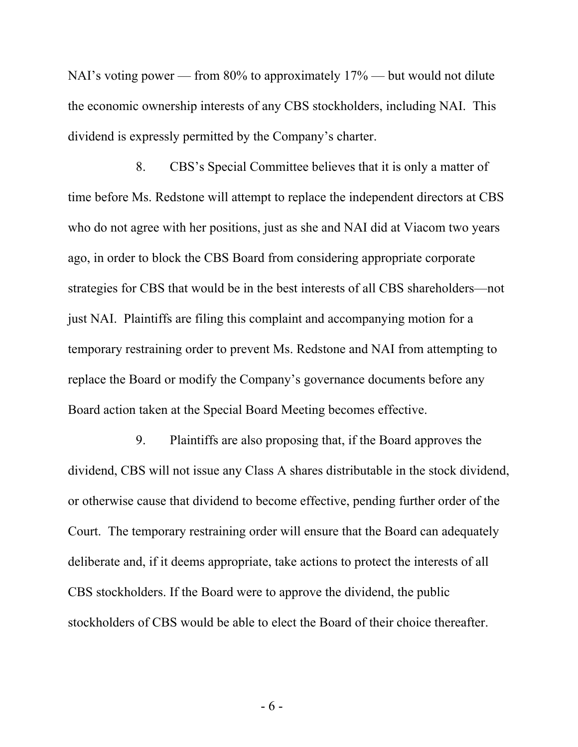NAI's voting power — from 80% to approximately 17% — but would not dilute the economic ownership interests of any CBS stockholders, including NAI. This dividend is expressly permitted by the Company's charter.

8. CBS's Special Committee believes that it is only a matter of time before Ms. Redstone will attempt to replace the independent directors at CBS who do not agree with her positions, just as she and NAI did at Viacom two years ago, in order to block the CBS Board from considering appropriate corporate strategies for CBS that would be in the best interests of all CBS shareholders—not just NAI. Plaintiffs are filing this complaint and accompanying motion for a temporary restraining order to prevent Ms. Redstone and NAI from attempting to replace the Board or modify the Company's governance documents before any Board action taken at the Special Board Meeting becomes effective.

9. Plaintiffs are also proposing that, if the Board approves the dividend, CBS will not issue any Class A shares distributable in the stock dividend, or otherwise cause that dividend to become effective, pending further order of the Court. The temporary restraining order will ensure that the Board can adequately deliberate and, if it deems appropriate, take actions to protect the interests of all CBS stockholders. If the Board were to approve the dividend, the public stockholders of CBS would be able to elect the Board of their choice thereafter.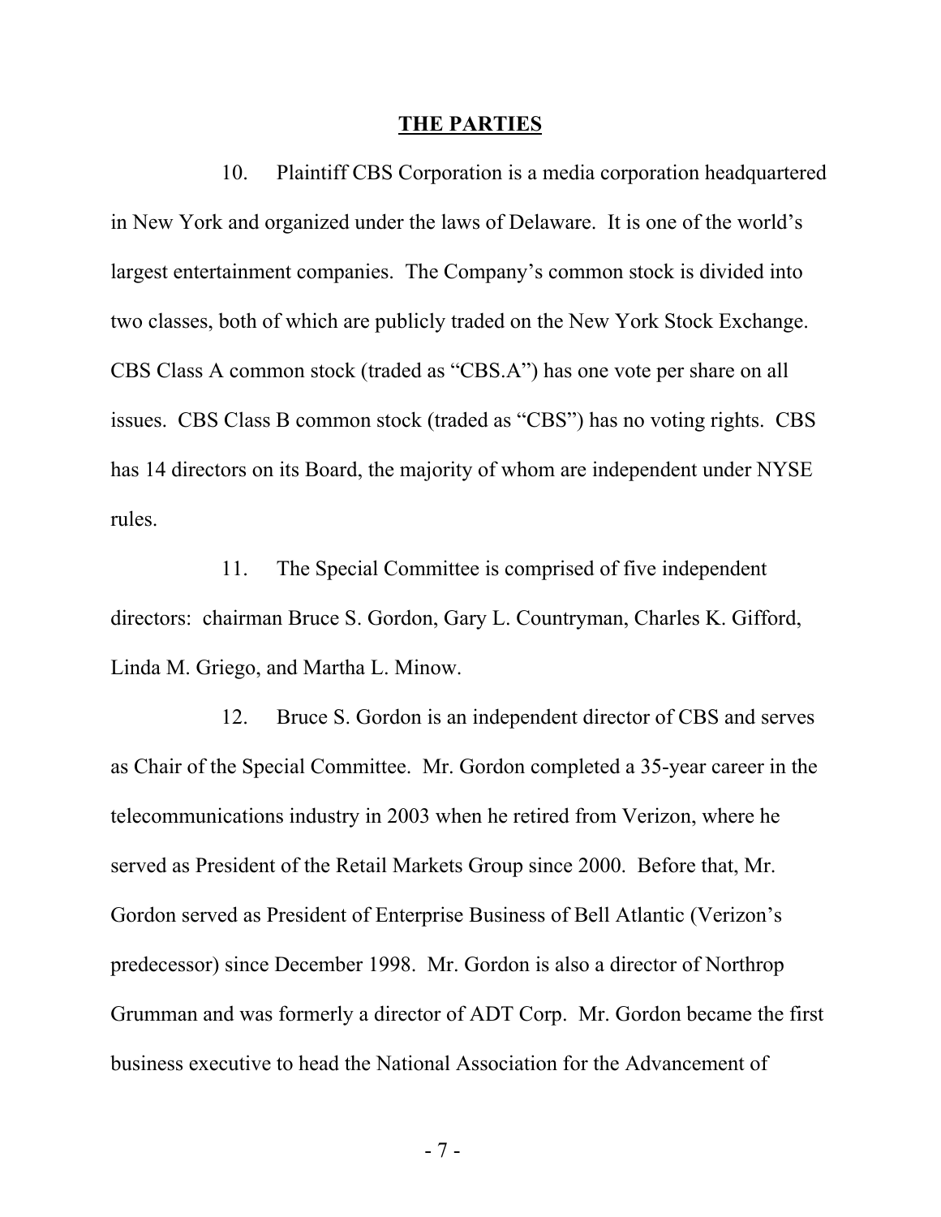## THE PARTIES

10. Plaintiff CBS Corporation is a media corporation headquartered in New York and organized under the laws of Delaware. It is one of the world's largest entertainment companies. The Company's common stock is divided into two classes, both of which are publicly traded on the New York Stock Exchange. CBS Class A common stock (traded as "CBS.A") has one vote per share on all issues. CBS Class B common stock (traded as "CBS") has no voting rights. CBS has 14 directors on its Board, the majority of whom are independent under NYSE rules.

11. The Special Committee is comprised of five independent directors: chairman Bruce S. Gordon, Gary L. Countryman, Charles K. Gifford, Linda M. Griego, and Martha L. Minow.

12. Bruce S. Gordon is an independent director of CBS and serves as Chair of the Special Committee. Mr. Gordon completed a 35-year career in the telecommunications industry in 2003 when he retired from Verizon, where he served as President of the Retail Markets Group since 2000. Before that, Mr. Gordon served as President of Enterprise Business of Bell Atlantic (Verizon's predecessor) since December 1998. Mr. Gordon is also a director of Northrop Grumman and was formerly a director of ADT Corp. Mr. Gordon became the first business executive to head the National Association for the Advancement of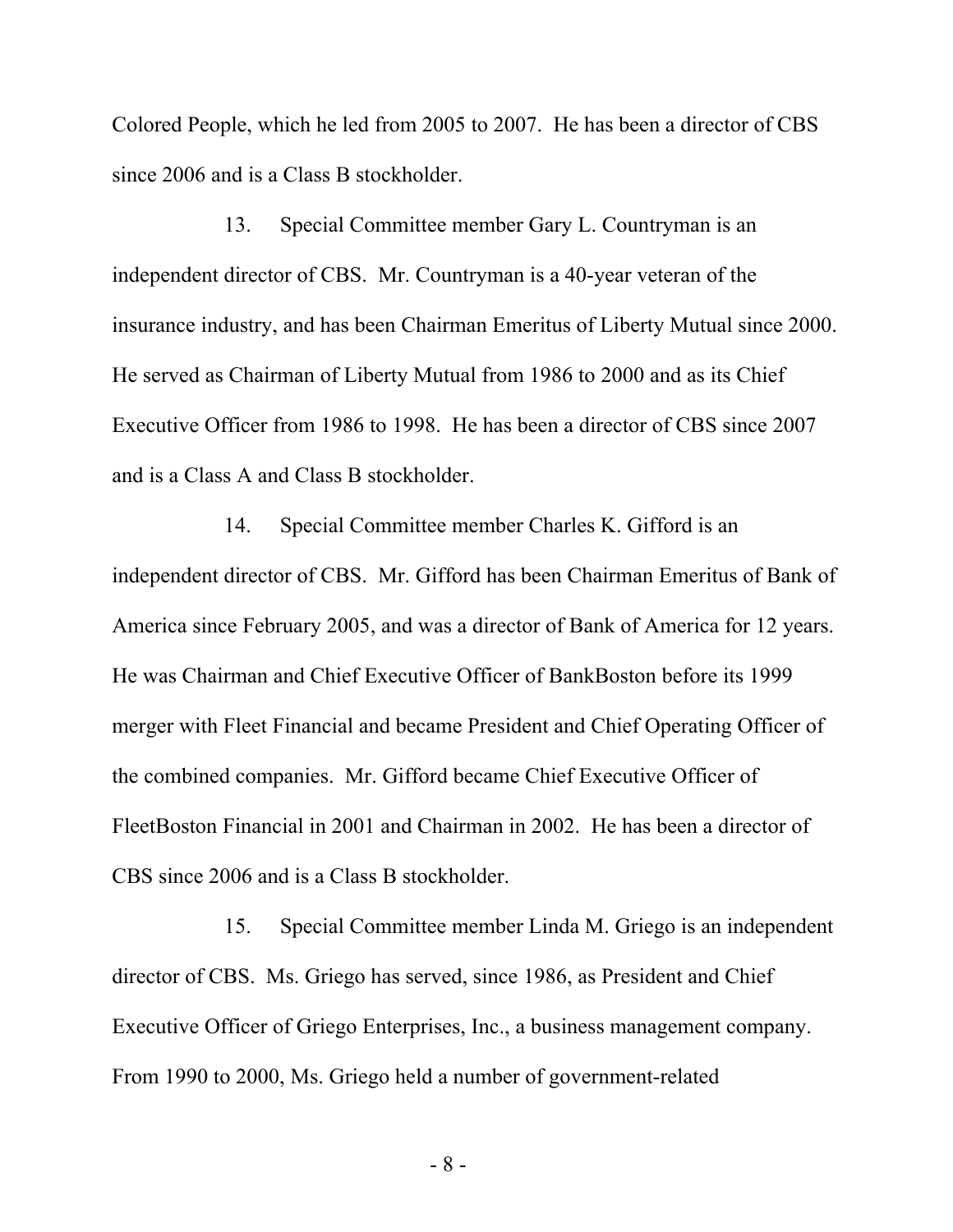Colored People, which he led from 2005 to 2007. He has been a director of CBS since 2006 and is a Class B stockholder.

13. Special Committee member Gary L. Countryman is an independent director of CBS. Mr. Countryman is a 40-year veteran of the insurance industry, and has been Chairman Emeritus of Liberty Mutual since 2000. He served as Chairman of Liberty Mutual from 1986 to 2000 and as its Chief Executive Officer from 1986 to 1998. He has been a director of CBS since 2007 and is a Class A and Class B stockholder.

14. Special Committee member Charles K. Gifford is an independent director of CBS. Mr. Gifford has been Chairman Emeritus of Bank of America since February 2005, and was a director of Bank of America for 12 years. He was Chairman and Chief Executive Officer of BankBoston before its 1999 merger with Fleet Financial and became President and Chief Operating Officer of the combined companies. Mr. Gifford became Chief Executive Officer of FleetBoston Financial in 2001 and Chairman in 2002. He has been a director of CBS since 2006 and is a Class B stockholder.

15. Special Committee member Linda M. Griego is an independent director of CBS. Ms. Griego has served, since 1986, as President and Chief Executive Officer of Griego Enterprises, Inc., a business management company. From 1990 to 2000, Ms. Griego held a number of government-related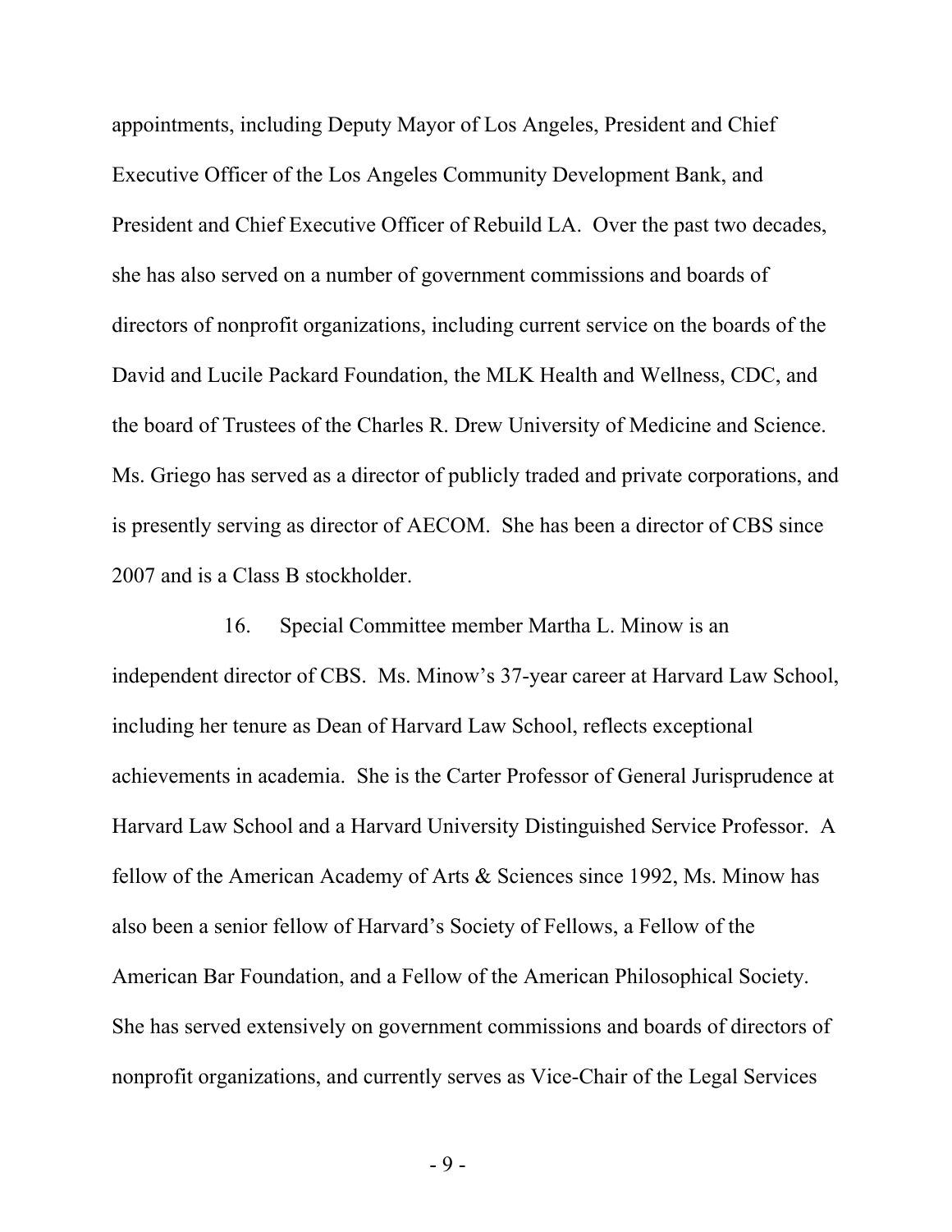appointments, including Deputy Mayor of Los Angeles, President and Chief Executive Officer of the Los Angeles Community Development Bank, and President and Chief Executive Officer of Rebuild LA. Over the past two decades, she has also served on a number of government commissions and boards of directors of nonprofit organizations, including current service on the boards of the David and Lucile Packard Foundation, the MLK Health and Wellness, CDC, and the board of Trustees of the Charles R. Drew University of Medicine and Science. Ms. Griego has served as a director of publicly traded and private corporations, and is presently serving as director of AECOM. She has been a director of CBS since 2007 and is a Class B stockholder.

16. Special Committee member Martha L. Minow is an independent director of CBS. Ms. Minow's 37-year career at Harvard Law School, including her tenure as Dean of Harvard Law School, reflects exceptional achievements in academia. She is the Carter Professor of General Jurisprudence at Harvard Law School and a Harvard University Distinguished Service Professor. A fellow of the American Academy of Arts & Sciences since 1992, Ms. Minow has also been a senior fellow of Harvard's Society of Fellows, a Fellow of the American Bar Foundation, and a Fellow of the American Philosophical Society. She has served extensively on government commissions and boards of directors of nonprofit organizations, and currently serves as Vice-Chair of the Legal Services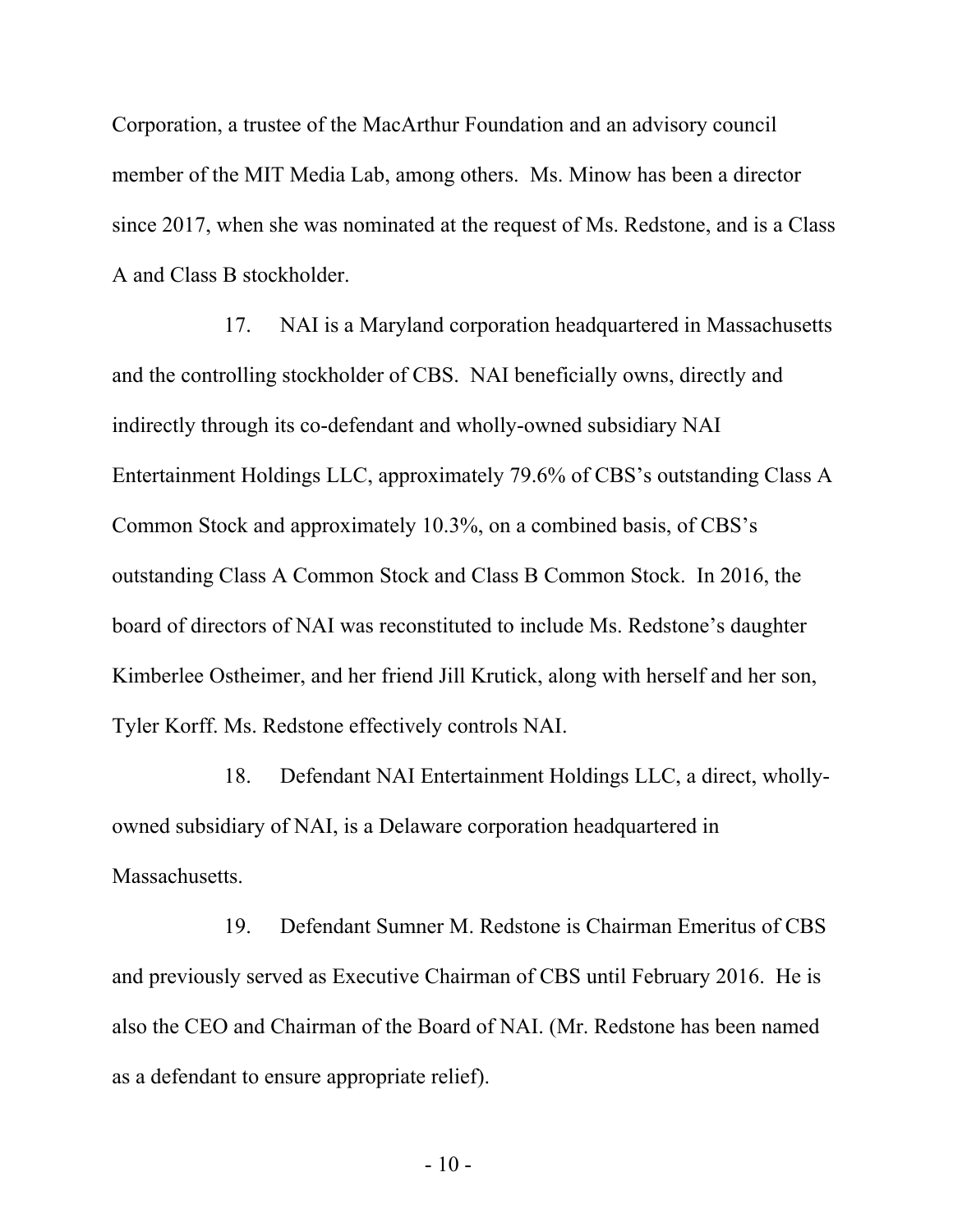Corporation, a trustee of the MacArthur Foundation and an advisory council member of the MIT Media Lab, among others. Ms. Minow has been a director since 2017, when she was nominated at the request of Ms. Redstone, and is a Class A and Class B stockholder.

17. NAI is a Maryland corporation headquartered in Massachusetts and the controlling stockholder of CBS. NAI beneficially owns, directly and indirectly through its co-defendant and wholly-owned subsidiary NAI Entertainment Holdings LLC, approximately 79.6% of CBS's outstanding Class A Common Stock and approximately 10.3%, on a combined basis, of CBS's outstanding Class A Common Stock and Class B Common Stock. In 2016, the board of directors of NAI was reconstituted to include Ms. Redstone's daughter Kimberlee Ostheimer, and her friend Jill Krutick, along with herself and her son, Tyler Korff. Ms. Redstone effectively controls NAI.

18. Defendant NAI Entertainment Holdings LLC, a direct, wholly-owned subsidiary of NAI, is a Delaware corporation headquartered in Massachusetts.

19. Defendant Sumner M. Redstone is Chairman Emeritus of CBS and previously served as Executive Chairman of CBS until February 2016. He is also the CEO and Chairman of the Board of NAI. (Mr. Redstone has been named as a defendant to ensure appropriate relief).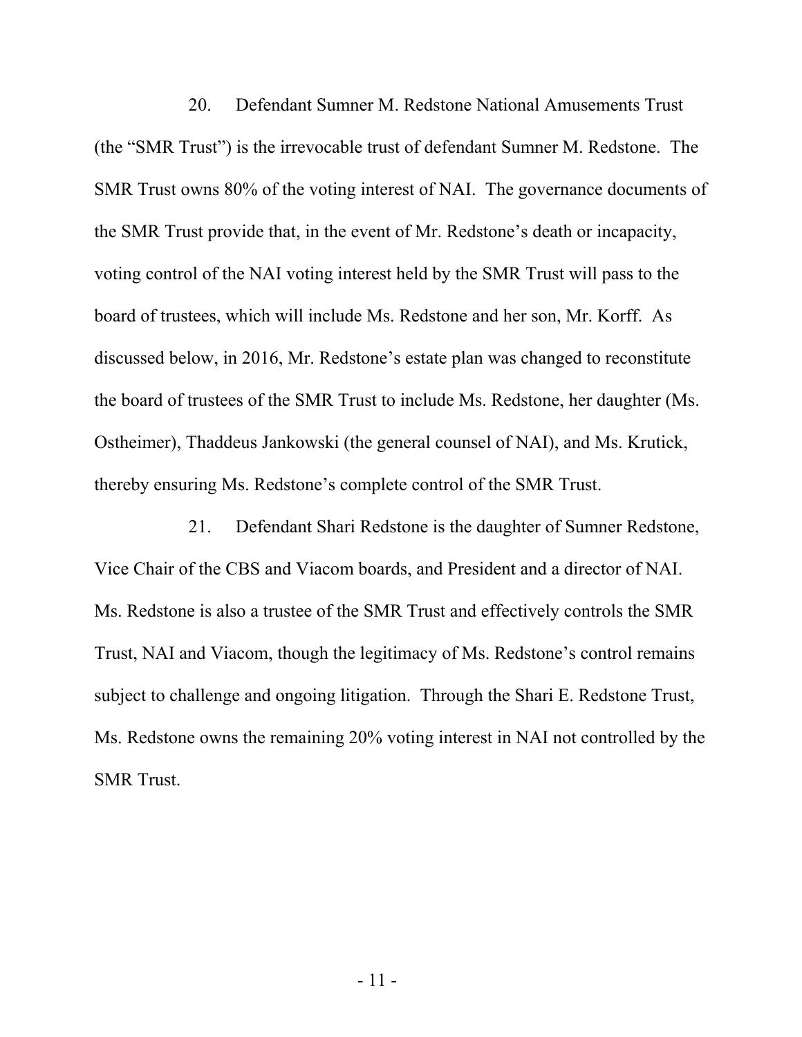20. Defendant Sumner M. Redstone National Amusements Trust (the "SMR Trust") is the irrevocable trust of defendant Sumner M. Redstone. The SMR Trust owns 80% of the voting interest of NAI. The governance documents of the SMR Trust provide that, in the event of Mr. Redstone's death or incapacity, voting control of the NAI voting interest held by the SMR Trust will pass to the board of trustees, which will include Ms. Redstone and her son, Mr. Korff. As discussed below, in 2016, Mr. Redstone's estate plan was changed to reconstitute the board of trustees of the SMR Trust to include Ms. Redstone, her daughter (Ms. Ostheimer), Thaddeus Jankowski (the general counsel of NAI), and Ms. Krutick, thereby ensuring Ms. Redstone's complete control of the SMR Trust.

21. Defendant Shari Redstone is the daughter of Sumner Redstone, Vice Chair of the CBS and Viacom boards, and President and a director of NAI. Ms. Redstone is also a trustee of the SMR Trust and effectively controls the SMR Trust, NAI and Viacom, though the legitimacy of Ms. Redstone's control remains subject to challenge and ongoing litigation. Through the Shari E. Redstone Trust, Ms. Redstone owns the remaining 20% voting interest in NAI not controlled by the SMR Trust.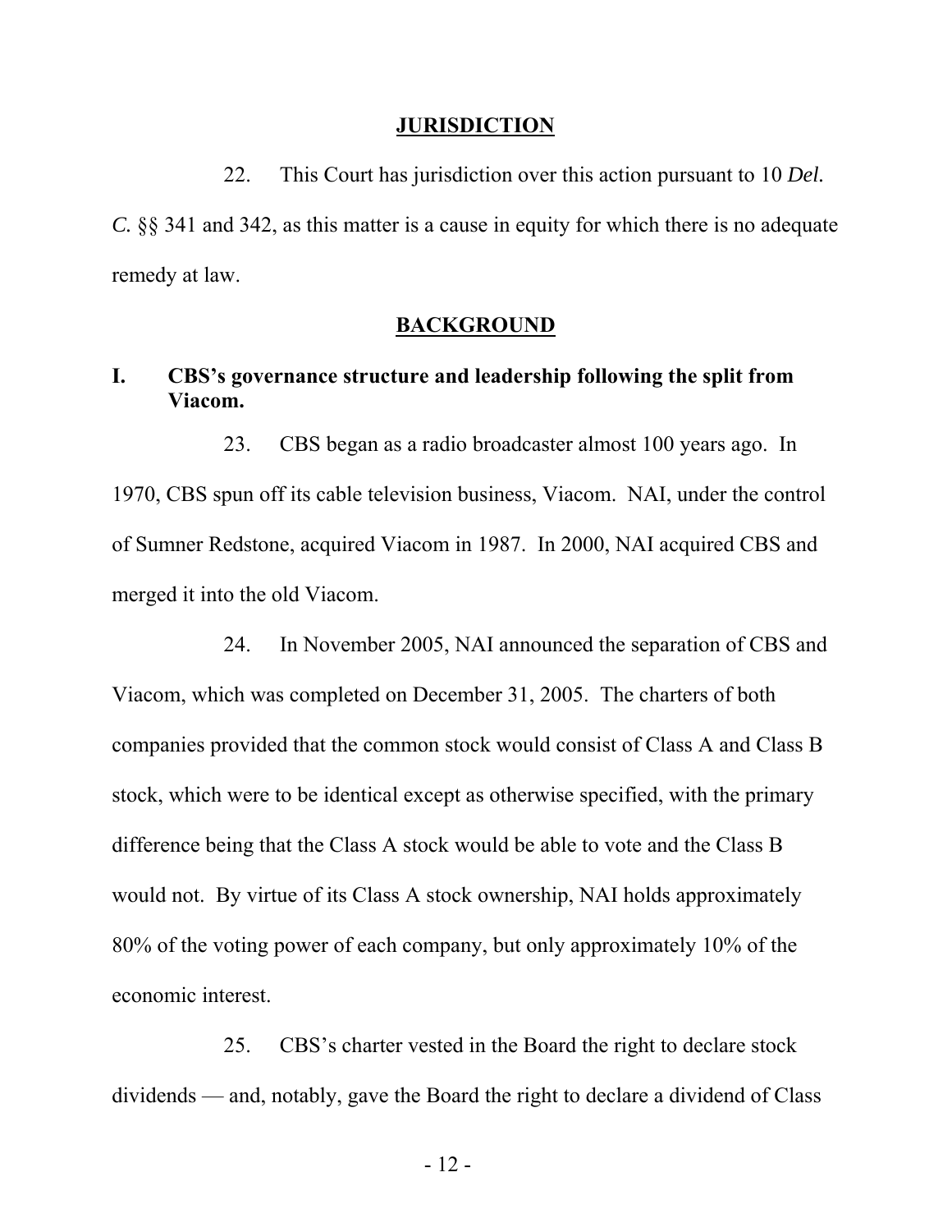## JURISDICTION

22. This Court has jurisdiction over this action pursuant to 10 *Del. C.* §§ 341 and 342, as this matter is a cause in equity for which there is no adequate remedy at law.

## BACKGROUND

### I. CBS's governance structure and leadership following the split from Viacom.

23. CBS began as a radio broadcaster almost 100 years ago. In 1970, CBS spun off its cable television business, Viacom. NAI, under the control of Sumner Redstone, acquired Viacom in 1987. In 2000, NAI acquired CBS and merged it into the old Viacom.

24. In November 2005, NAI announced the separation of CBS and Viacom, which was completed on December 31, 2005. The charters of both companies provided that the common stock would consist of Class A and Class B stock, which were to be identical except as otherwise specified, with the primary difference being that the Class A stock would be able to vote and the Class B would not. By virtue of its Class A stock ownership, NAI holds approximately 80% of the voting power of each company, but only approximately 10% of the economic interest.

25. CBS's charter vested in the Board the right to declare stock dividends — and, notably, gave the Board the right to declare a dividend of Class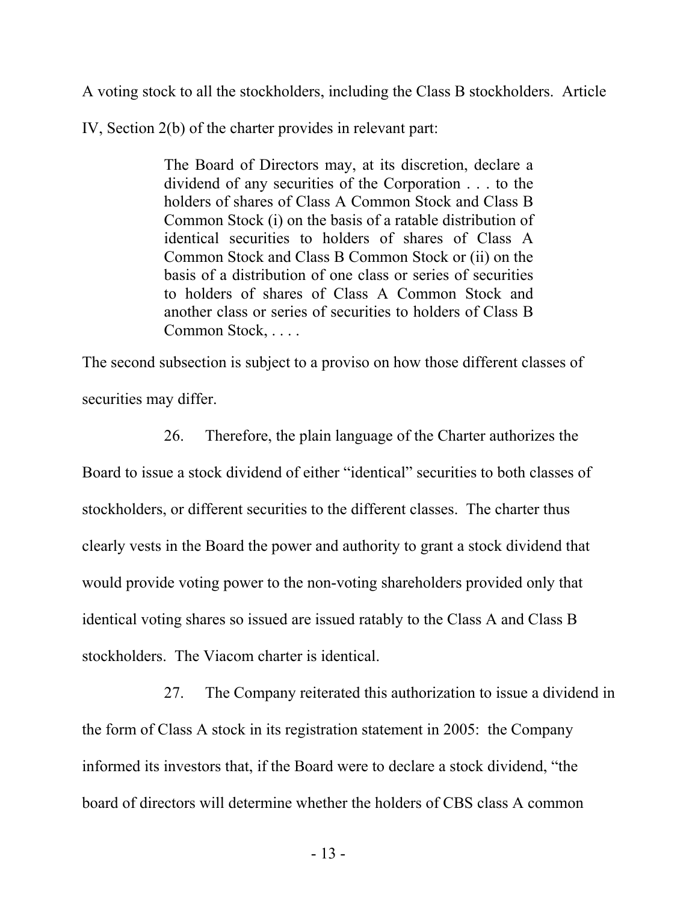A voting stock to all the stockholders, including the Class B stockholders. Article IV, Section 2(b) of the charter provides in relevant part:

> The Board of Directors may, at its discretion, declare a dividend of any securities of the Corporation . . . to the holders of shares of Class A Common Stock and Class B Common Stock (i) on the basis of a ratable distribution of identical securities to holders of shares of Class A Common Stock and Class B Common Stock or (ii) on the basis of a distribution of one class or series of securities to holders of shares of Class A Common Stock and another class or series of securities to holders of Class B Common Stock, . . . .

The second subsection is subject to a proviso on how those different classes of securities may differ.

26. Therefore, the plain language of the Charter authorizes the Board to issue a stock dividend of either "identical" securities to both classes of stockholders, or different securities to the different classes. The charter thus clearly vests in the Board the power and authority to grant a stock dividend that would provide voting power to the non-voting shareholders provided only that identical voting shares so issued are issued ratably to the Class A and Class B stockholders. The Viacom charter is identical.

27. The Company reiterated this authorization to issue a dividend in the form of Class A stock in its registration statement in 2005: the Company informed its investors that, if the Board were to declare a stock dividend, "the board of directors will determine whether the holders of CBS class A common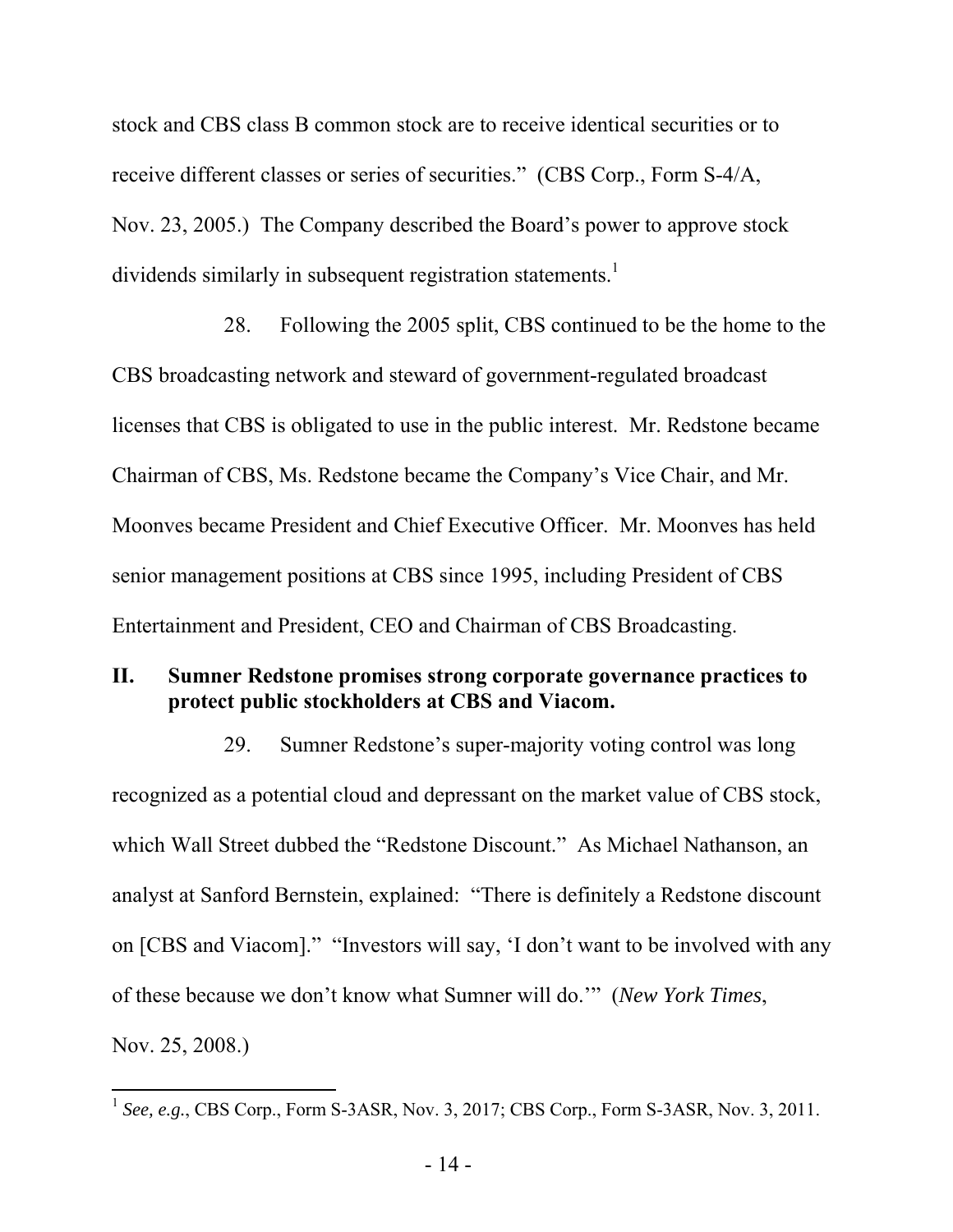stock and CBS class B common stock are to receive identical securities or to receive different classes or series of securities." (CBS Corp., Form S-4/A, Nov. 23, 2005.) The Company described the Board's power to approve stock dividends similarly in subsequent registration statements.[1]

28. Following the 2005 split, CBS continued to be the home to the CBS broadcasting network and steward of government-regulated broadcast licenses that CBS is obligated to use in the public interest. Mr. Redstone became Chairman of CBS, Ms. Redstone became the Company's Vice Chair, and Mr. Moonves became President and Chief Executive Officer. Mr. Moonves has held senior management positions at CBS since 1995, including President of CBS Entertainment and President, CEO and Chairman of CBS Broadcasting.

## II. Sumner Redstone promises strong corporate governance practices to protect public stockholders at CBS and Viacom.

29. Sumner Redstone's super-majority voting control was long recognized as a potential cloud and depressant on the market value of CBS stock, which Wall Street dubbed the "Redstone Discount." As Michael Nathanson, an analyst at Sanford Bernstein, explained: "There is definitely a Redstone discount on [CBS and Viacom]." "Investors will say, 'I don't want to be involved with any of these because we don't know what Sumner will do.'" (*New York Times*, Nov. 25, 2008.)

---

[1] *See, e.g.*, CBS Corp., Form S-3ASR, Nov. 3, 2017; CBS Corp., Form S-3ASR, Nov. 3, 2011.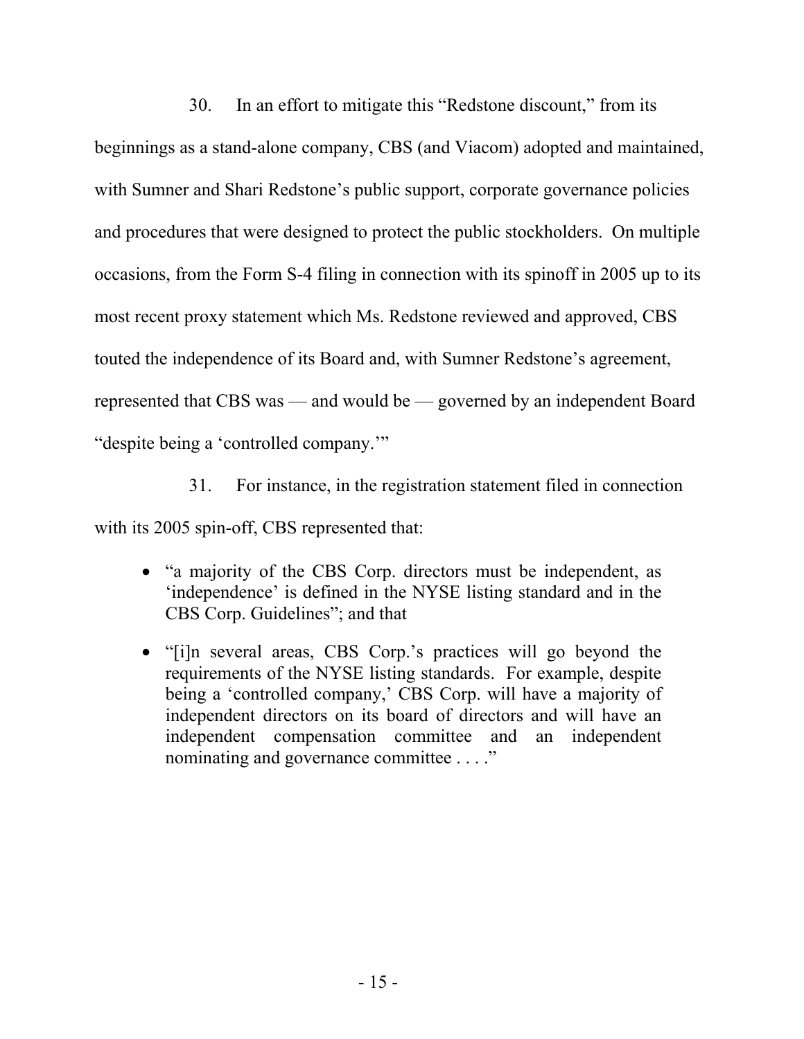30. In an effort to mitigate this "Redstone discount," from its beginnings as a stand-alone company, CBS (and Viacom) adopted and maintained, with Sumner and Shari Redstone's public support, corporate governance policies and procedures that were designed to protect the public stockholders. On multiple occasions, from the Form S-4 filing in connection with its spinoff in 2005 up to its most recent proxy statement which Ms. Redstone reviewed and approved, CBS touted the independence of its Board and, with Sumner Redstone's agreement, represented that CBS was — and would be — governed by an independent Board "despite being a 'controlled company.'"

31. For instance, in the registration statement filed in connection with its 2005 spin-off, CBS represented that:

- "a majority of the CBS Corp. directors must be independent, as 'independence' is defined in the NYSE listing standard and in the CBS Corp. Guidelines"; and that
- "[i]n several areas, CBS Corp.'s practices will go beyond the requirements of the NYSE listing standards. For example, despite being a 'controlled company,' CBS Corp. will have a majority of independent directors on its board of directors and will have an independent compensation committee and an independent nominating and governance committee . . . ."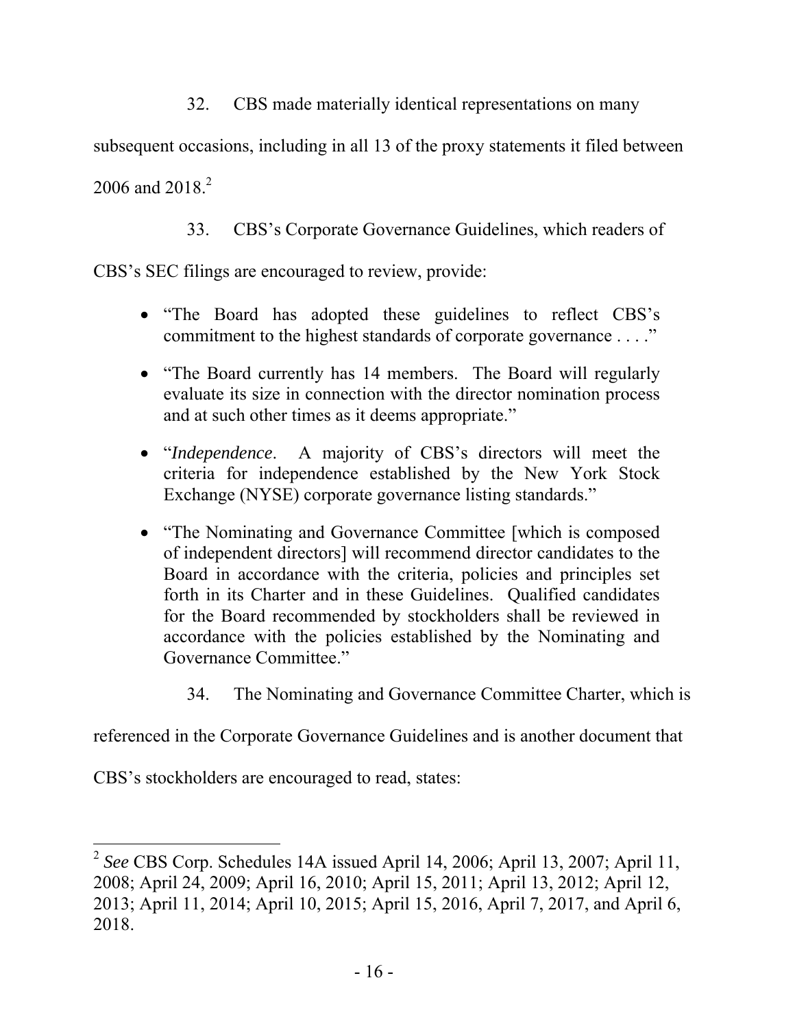32. CBS made materially identical representations on many subsequent occasions, including in all 13 of the proxy statements it filed between 2006 and 2018.[2]

33. CBS's Corporate Governance Guidelines, which readers of CBS's SEC filings are encouraged to review, provide:

- "The Board has adopted these guidelines to reflect CBS's commitment to the highest standards of corporate governance . . . ."
- "The Board currently has 14 members. The Board will regularly evaluate its size in connection with the director nomination process and at such other times as it deems appropriate."
- "*Independence*. A majority of CBS's directors will meet the criteria for independence established by the New York Stock Exchange (NYSE) corporate governance listing standards."
- "The Nominating and Governance Committee [which is composed of independent directors] will recommend director candidates to the Board in accordance with the criteria, policies and principles set forth in its Charter and in these Guidelines. Qualified candidates for the Board recommended by stockholders shall be reviewed in accordance with the policies established by the Nominating and Governance Committee."

34. The Nominating and Governance Committee Charter, which is referenced in the Corporate Governance Guidelines and is another document that CBS's stockholders are encouraged to read, states:

---

[2] *See* CBS Corp. Schedules 14A issued April 14, 2006; April 13, 2007; April 11, 2008; April 24, 2009; April 16, 2010; April 15, 2011; April 13, 2012; April 12, 2013; April 11, 2014; April 10, 2015; April 15, 2016, April 7, 2017, and April 6, 2018.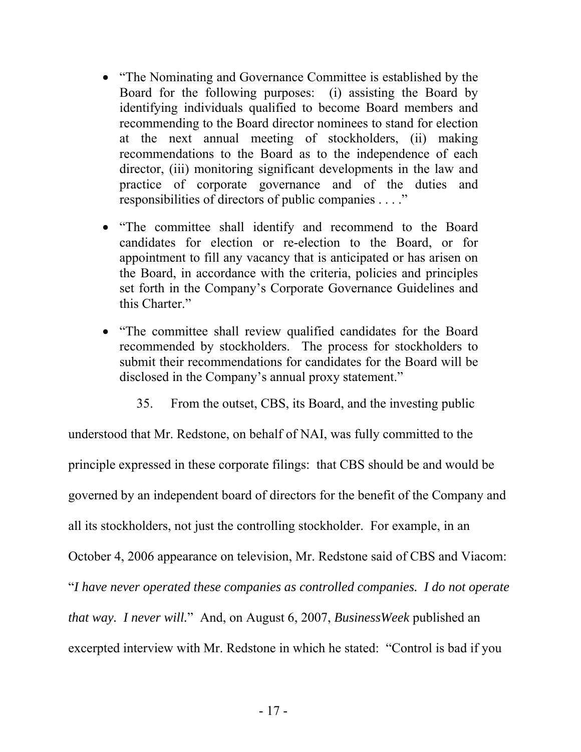- "The Nominating and Governance Committee is established by the Board for the following purposes: (i) assisting the Board by identifying individuals qualified to become Board members and recommending to the Board director nominees to stand for election at the next annual meeting of stockholders, (ii) making recommendations to the Board as to the independence of each director, (iii) monitoring significant developments in the law and practice of corporate governance and of the duties and responsibilities of directors of public companies . . . ."

- "The committee shall identify and recommend to the Board candidates for election or re-election to the Board, or for appointment to fill any vacancy that is anticipated or has arisen on the Board, in accordance with the criteria, policies and principles set forth in the Company's Corporate Governance Guidelines and this Charter."

- "The committee shall review qualified candidates for the Board recommended by stockholders. The process for stockholders to submit their recommendations for candidates for the Board will be disclosed in the Company's annual proxy statement."

35. From the outset, CBS, its Board, and the investing public understood that Mr. Redstone, on behalf of NAI, was fully committed to the principle expressed in these corporate filings: that CBS should be and would be governed by an independent board of directors for the benefit of the Company and all its stockholders, not just the controlling stockholder. For example, in an October 4, 2006 appearance on television, Mr. Redstone said of CBS and Viacom: "*I have never operated these companies as controlled companies. I do not operate that way. I never will.*" And, on August 6, 2007, *BusinessWeek* published an excerpted interview with Mr. Redstone in which he stated: "Control is bad if you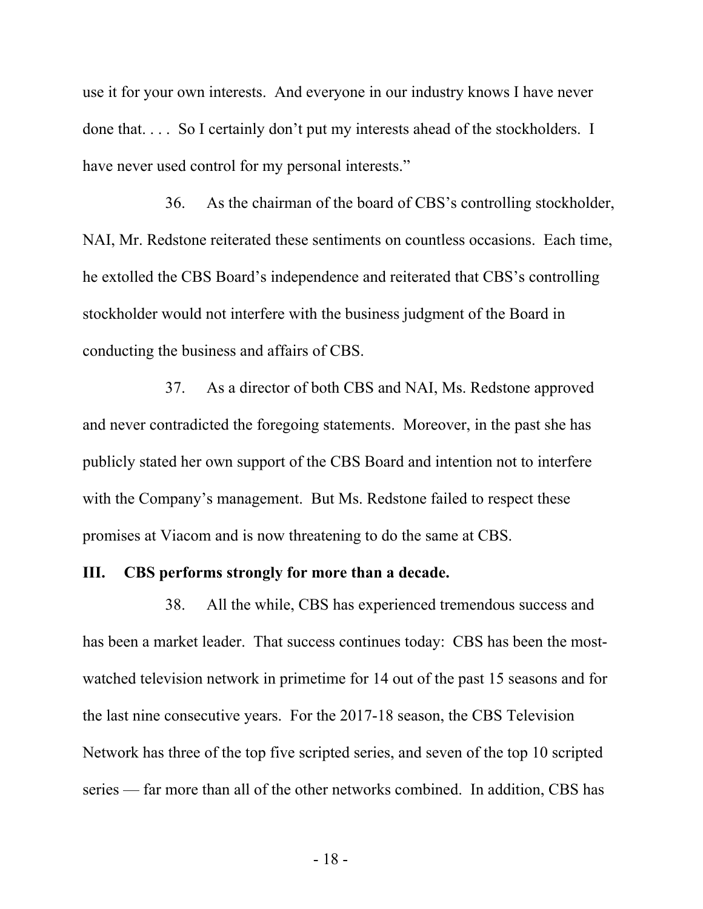use it for your own interests. And everyone in our industry knows I have never done that. . . . So I certainly don't put my interests ahead of the stockholders. I have never used control for my personal interests."

36. As the chairman of the board of CBS's controlling stockholder, NAI, Mr. Redstone reiterated these sentiments on countless occasions. Each time, he extolled the CBS Board's independence and reiterated that CBS's controlling stockholder would not interfere with the business judgment of the Board in conducting the business and affairs of CBS.

37. As a director of both CBS and NAI, Ms. Redstone approved and never contradicted the foregoing statements. Moreover, in the past she has publicly stated her own support of the CBS Board and intention not to interfere with the Company's management. But Ms. Redstone failed to respect these promises at Viacom and is now threatening to do the same at CBS.

## III. CBS performs strongly for more than a decade.

38. All the while, CBS has experienced tremendous success and has been a market leader. That success continues today: CBS has been the most-watched television network in primetime for 14 out of the past 15 seasons and for the last nine consecutive years. For the 2017-18 season, the CBS Television Network has three of the top five scripted series, and seven of the top 10 scripted series — far more than all of the other networks combined. In addition, CBS has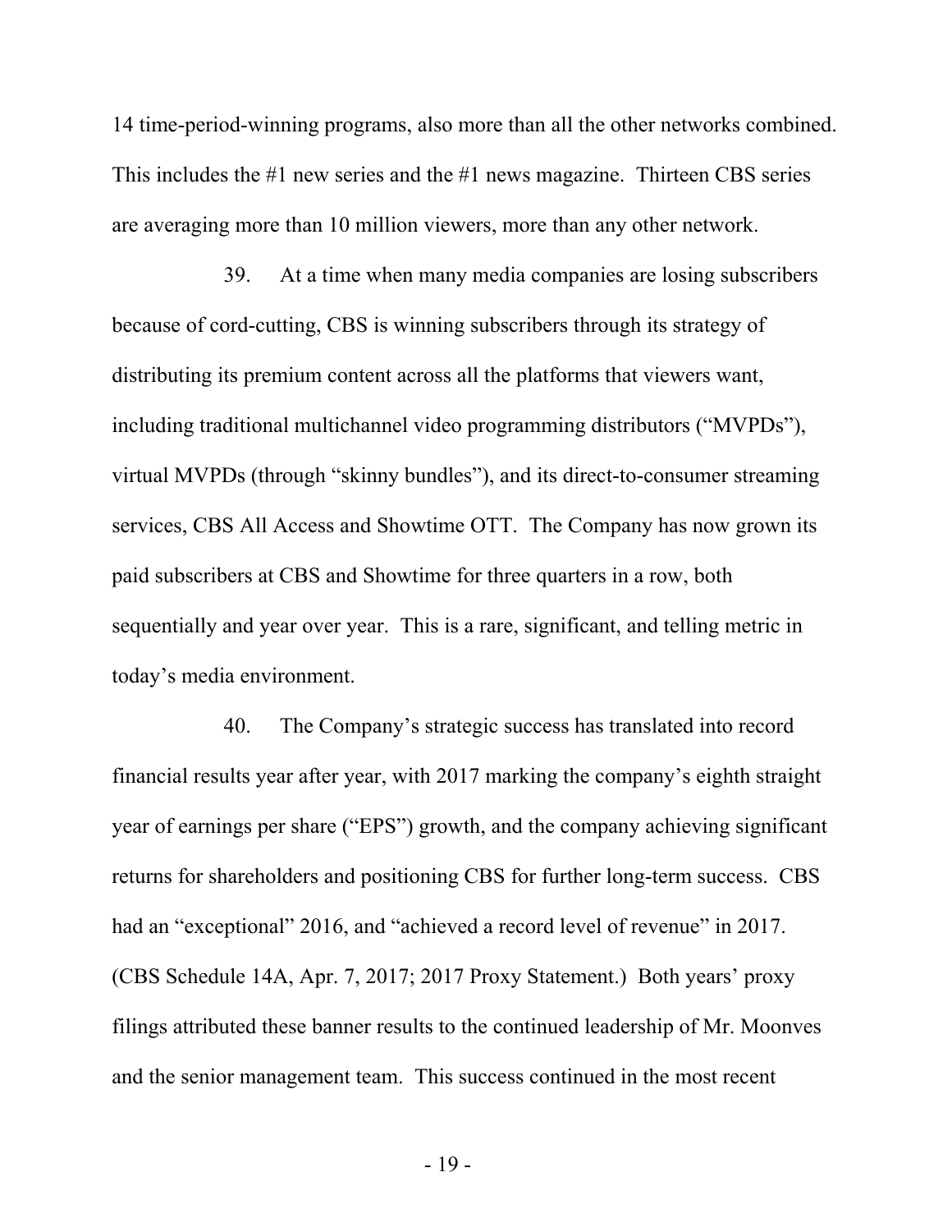14 time-period-winning programs, also more than all the other networks combined. This includes the #1 new series and the #1 news magazine. Thirteen CBS series are averaging more than 10 million viewers, more than any other network.

39. At a time when many media companies are losing subscribers because of cord-cutting, CBS is winning subscribers through its strategy of distributing its premium content across all the platforms that viewers want, including traditional multichannel video programming distributors ("MVPDs"), virtual MVPDs (through "skinny bundles"), and its direct-to-consumer streaming services, CBS All Access and Showtime OTT. The Company has now grown its paid subscribers at CBS and Showtime for three quarters in a row, both sequentially and year over year. This is a rare, significant, and telling metric in today's media environment.

40. The Company's strategic success has translated into record financial results year after year, with 2017 marking the company's eighth straight year of earnings per share ("EPS") growth, and the company achieving significant returns for shareholders and positioning CBS for further long-term success. CBS had an "exceptional" 2016, and "achieved a record level of revenue" in 2017. (CBS Schedule 14A, Apr. 7, 2017; 2017 Proxy Statement.) Both years' proxy filings attributed these banner results to the continued leadership of Mr. Moonves and the senior management team. This success continued in the most recent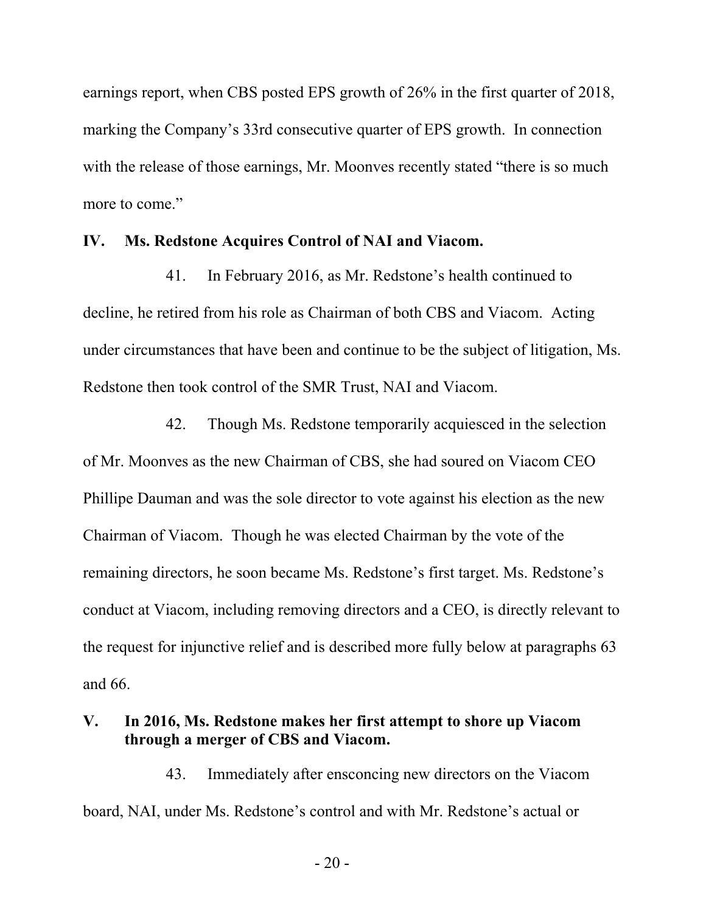earnings report, when CBS posted EPS growth of 26% in the first quarter of 2018, marking the Company's 33rd consecutive quarter of EPS growth. In connection with the release of those earnings, Mr. Moonves recently stated "there is so much more to come."

## IV. Ms. Redstone Acquires Control of NAI and Viacom.

41. In February 2016, as Mr. Redstone's health continued to decline, he retired from his role as Chairman of both CBS and Viacom. Acting under circumstances that have been and continue to be the subject of litigation, Ms. Redstone then took control of the SMR Trust, NAI and Viacom.

42. Though Ms. Redstone temporarily acquiesced in the selection of Mr. Moonves as the new Chairman of CBS, she had soured on Viacom CEO Phillipe Dauman and was the sole director to vote against his election as the new Chairman of Viacom. Though he was elected Chairman by the vote of the remaining directors, he soon became Ms. Redstone's first target. Ms. Redstone's conduct at Viacom, including removing directors and a CEO, is directly relevant to the request for injunctive relief and is described more fully below at paragraphs 63 and 66.

## V. In 2016, Ms. Redstone makes her first attempt to shore up Viacom through a merger of CBS and Viacom.

43. Immediately after ensconcing new directors on the Viacom board, NAI, under Ms. Redstone's control and with Mr. Redstone's actual or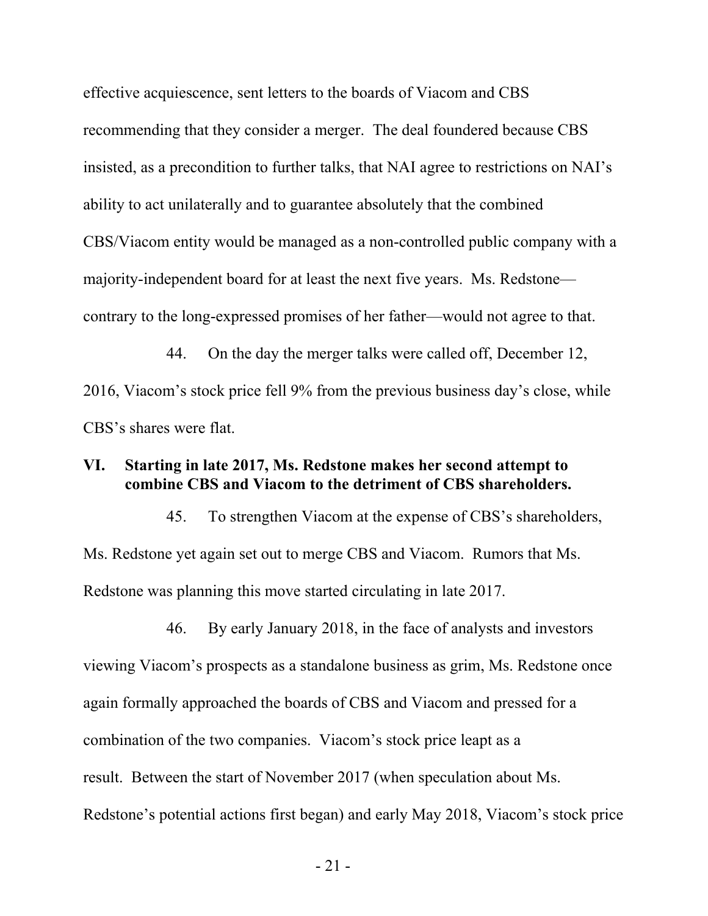effective acquiescence, sent letters to the boards of Viacom and CBS recommending that they consider a merger. The deal foundered because CBS insisted, as a precondition to further talks, that NAI agree to restrictions on NAI's ability to act unilaterally and to guarantee absolutely that the combined CBS/Viacom entity would be managed as a non-controlled public company with a majority-independent board for at least the next five years. Ms. Redstone—contrary to the long-expressed promises of her father—would not agree to that.

44. On the day the merger talks were called off, December 12, 2016, Viacom's stock price fell 9% from the previous business day's close, while CBS's shares were flat.

## VI. Starting in late 2017, Ms. Redstone makes her second attempt to combine CBS and Viacom to the detriment of CBS shareholders.

45. To strengthen Viacom at the expense of CBS's shareholders, Ms. Redstone yet again set out to merge CBS and Viacom. Rumors that Ms. Redstone was planning this move started circulating in late 2017.

46. By early January 2018, in the face of analysts and investors viewing Viacom's prospects as a standalone business as grim, Ms. Redstone once again formally approached the boards of CBS and Viacom and pressed for a combination of the two companies. Viacom's stock price leapt as a result. Between the start of November 2017 (when speculation about Ms. Redstone's potential actions first began) and early May 2018, Viacom's stock price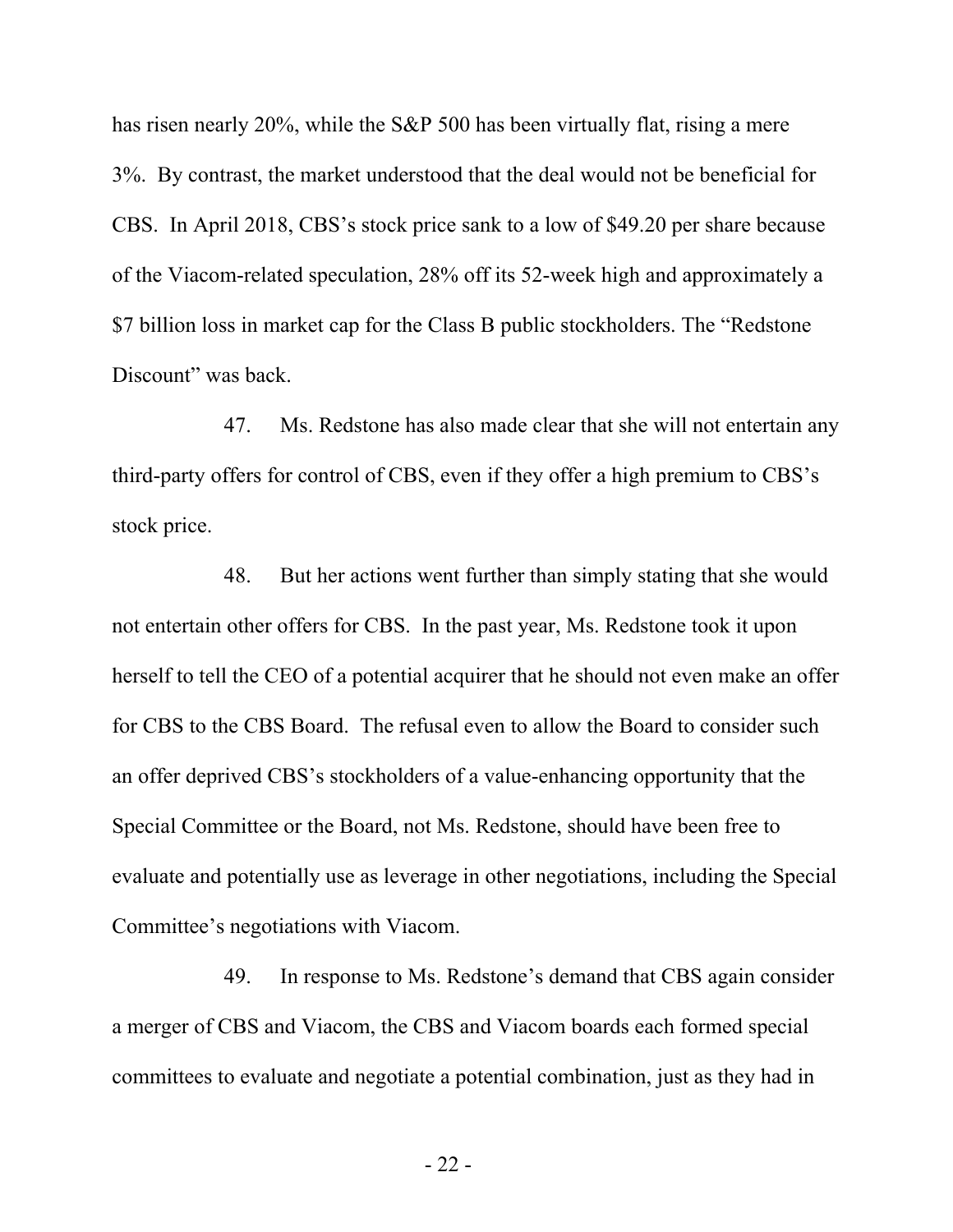has risen nearly 20%, while the S&P 500 has been virtually flat, rising a mere 3%. By contrast, the market understood that the deal would not be beneficial for CBS. In April 2018, CBS's stock price sank to a low of $49.20 per share because of the Viacom-related speculation, 28% off its 52-week high and approximately a $7 billion loss in market cap for the Class B public stockholders. The "Redstone Discount" was back.

47. Ms. Redstone has also made clear that she will not entertain any third-party offers for control of CBS, even if they offer a high premium to CBS's stock price.

48. But her actions went further than simply stating that she would not entertain other offers for CBS. In the past year, Ms. Redstone took it upon herself to tell the CEO of a potential acquirer that he should not even make an offer for CBS to the CBS Board. The refusal even to allow the Board to consider such an offer deprived CBS's stockholders of a value-enhancing opportunity that the Special Committee or the Board, not Ms. Redstone, should have been free to evaluate and potentially use as leverage in other negotiations, including the Special Committee's negotiations with Viacom.

49. In response to Ms. Redstone's demand that CBS again consider a merger of CBS and Viacom, the CBS and Viacom boards each formed special committees to evaluate and negotiate a potential combination, just as they had in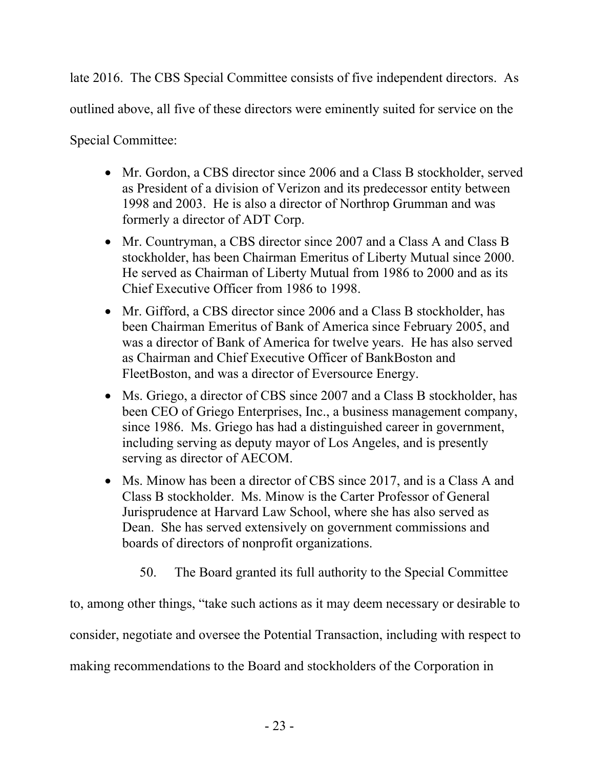late 2016. The CBS Special Committee consists of five independent directors. As outlined above, all five of these directors were eminently suited for service on the Special Committee:

- Mr. Gordon, a CBS director since 2006 and a Class B stockholder, served as President of a division of Verizon and its predecessor entity between 1998 and 2003. He is also a director of Northrop Grumman and was formerly a director of ADT Corp.
- Mr. Countryman, a CBS director since 2007 and a Class A and Class B stockholder, has been Chairman Emeritus of Liberty Mutual since 2000. He served as Chairman of Liberty Mutual from 1986 to 2000 and as its Chief Executive Officer from 1986 to 1998.
- Mr. Gifford, a CBS director since 2006 and a Class B stockholder, has been Chairman Emeritus of Bank of America since February 2005, and was a director of Bank of America for twelve years. He has also served as Chairman and Chief Executive Officer of BankBoston and FleetBoston, and was a director of Eversource Energy.
- Ms. Griego, a director of CBS since 2007 and a Class B stockholder, has been CEO of Griego Enterprises, Inc., a business management company, since 1986. Ms. Griego has had a distinguished career in government, including serving as deputy mayor of Los Angeles, and is presently serving as director of AECOM.
- Ms. Minow has been a director of CBS since 2017, and is a Class A and Class B stockholder. Ms. Minow is the Carter Professor of General Jurisprudence at Harvard Law School, where she has also served as Dean. She has served extensively on government commissions and boards of directors of nonprofit organizations.

50. The Board granted its full authority to the Special Committee to, among other things, "take such actions as it may deem necessary or desirable to consider, negotiate and oversee the Potential Transaction, including with respect to making recommendations to the Board and stockholders of the Corporation in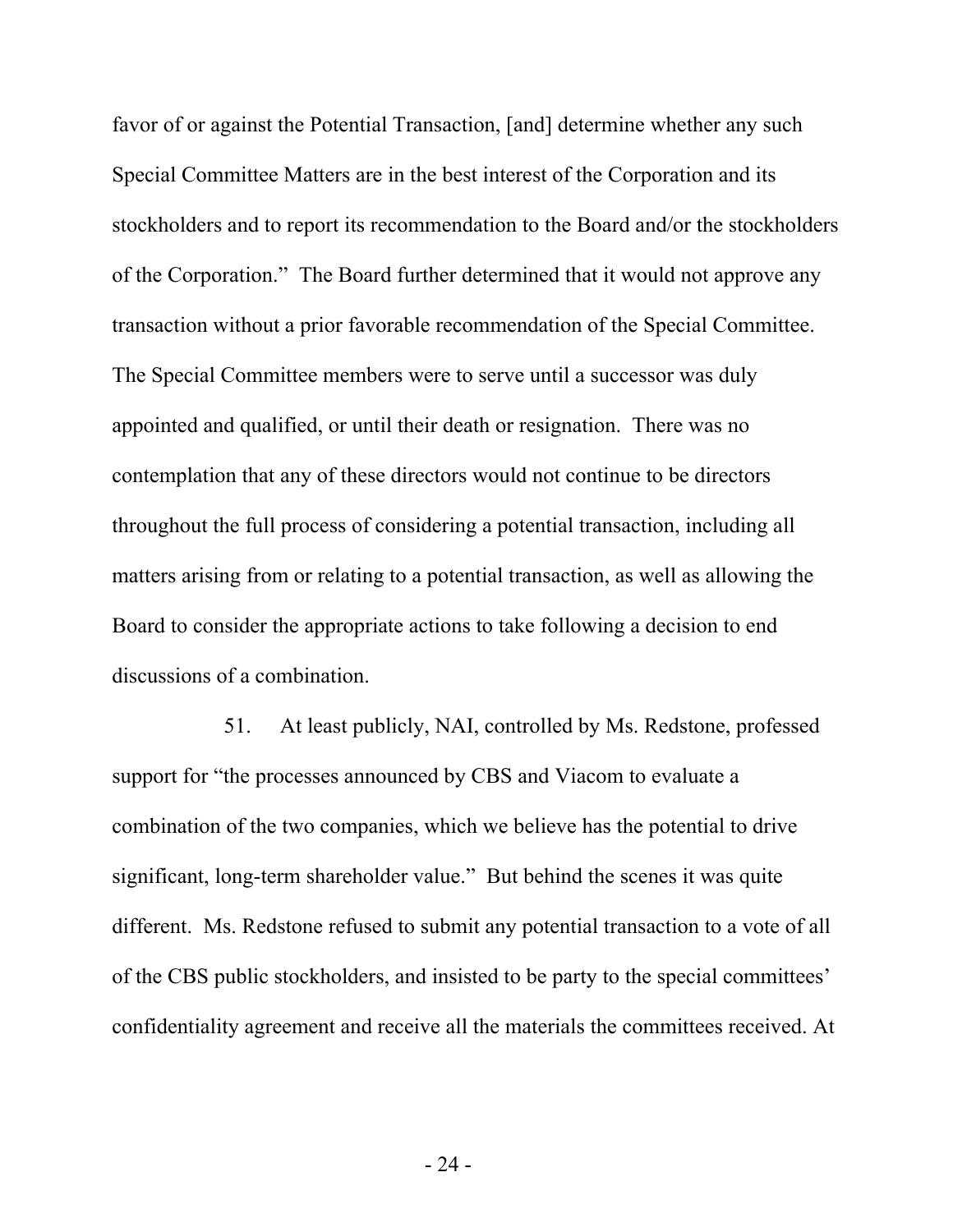favor of or against the Potential Transaction, [and] determine whether any such Special Committee Matters are in the best interest of the Corporation and its stockholders and to report its recommendation to the Board and/or the stockholders of the Corporation." The Board further determined that it would not approve any transaction without a prior favorable recommendation of the Special Committee. The Special Committee members were to serve until a successor was duly appointed and qualified, or until their death or resignation. There was no contemplation that any of these directors would not continue to be directors throughout the full process of considering a potential transaction, including all matters arising from or relating to a potential transaction, as well as allowing the Board to consider the appropriate actions to take following a decision to end discussions of a combination.

51. At least publicly, NAI, controlled by Ms. Redstone, professed support for "the processes announced by CBS and Viacom to evaluate a combination of the two companies, which we believe has the potential to drive significant, long-term shareholder value." But behind the scenes it was quite different. Ms. Redstone refused to submit any potential transaction to a vote of all of the CBS public stockholders, and insisted to be party to the special committees' confidentiality agreement and receive all the materials the committees received. At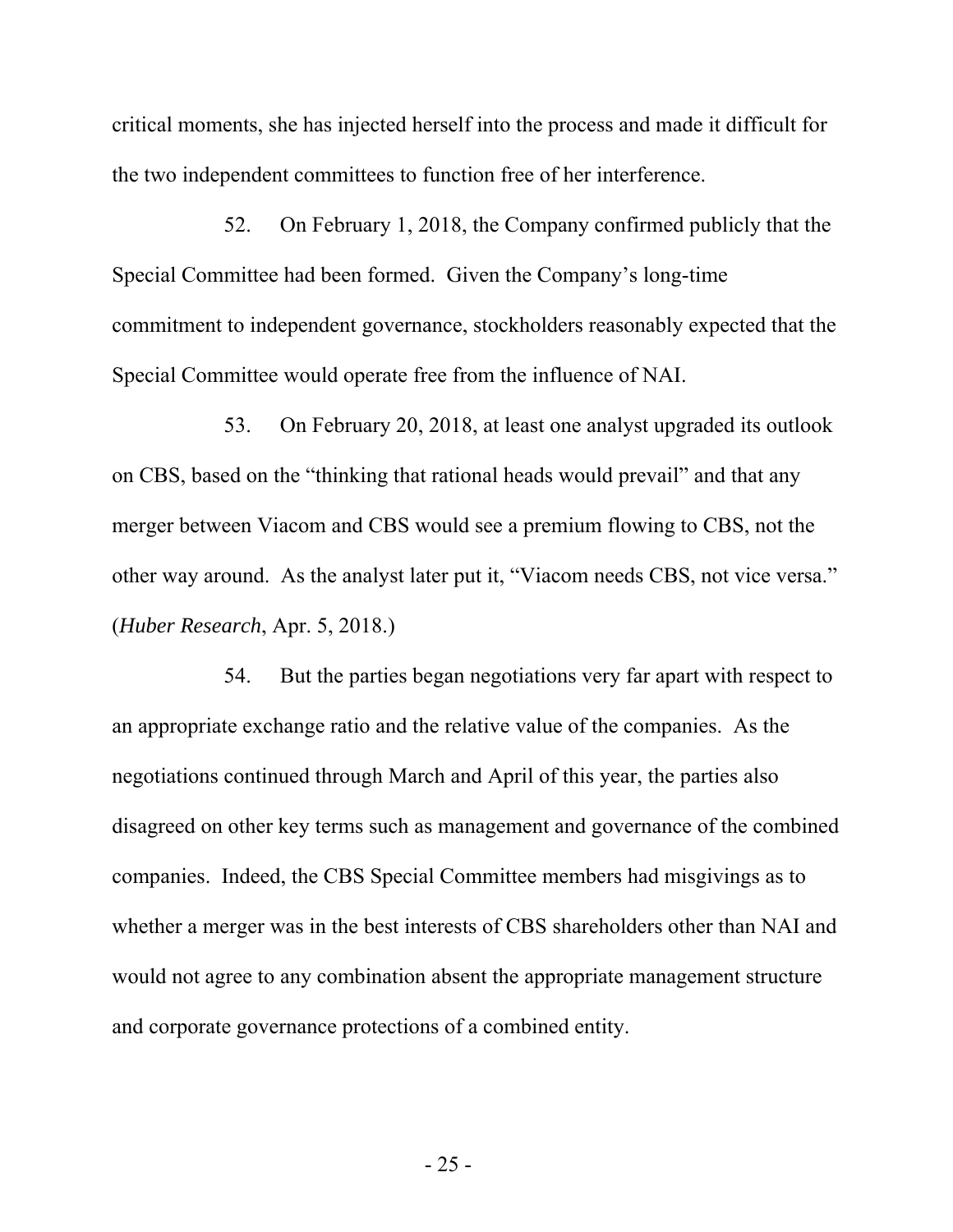critical moments, she has injected herself into the process and made it difficult for the two independent committees to function free of her interference.

52. On February 1, 2018, the Company confirmed publicly that the Special Committee had been formed. Given the Company's long-time commitment to independent governance, stockholders reasonably expected that the Special Committee would operate free from the influence of NAI.

53. On February 20, 2018, at least one analyst upgraded its outlook on CBS, based on the "thinking that rational heads would prevail" and that any merger between Viacom and CBS would see a premium flowing to CBS, not the other way around. As the analyst later put it, "Viacom needs CBS, not vice versa." (*Huber Research*, Apr. 5, 2018.)

54. But the parties began negotiations very far apart with respect to an appropriate exchange ratio and the relative value of the companies. As the negotiations continued through March and April of this year, the parties also disagreed on other key terms such as management and governance of the combined companies. Indeed, the CBS Special Committee members had misgivings as to whether a merger was in the best interests of CBS shareholders other than NAI and would not agree to any combination absent the appropriate management structure and corporate governance protections of a combined entity.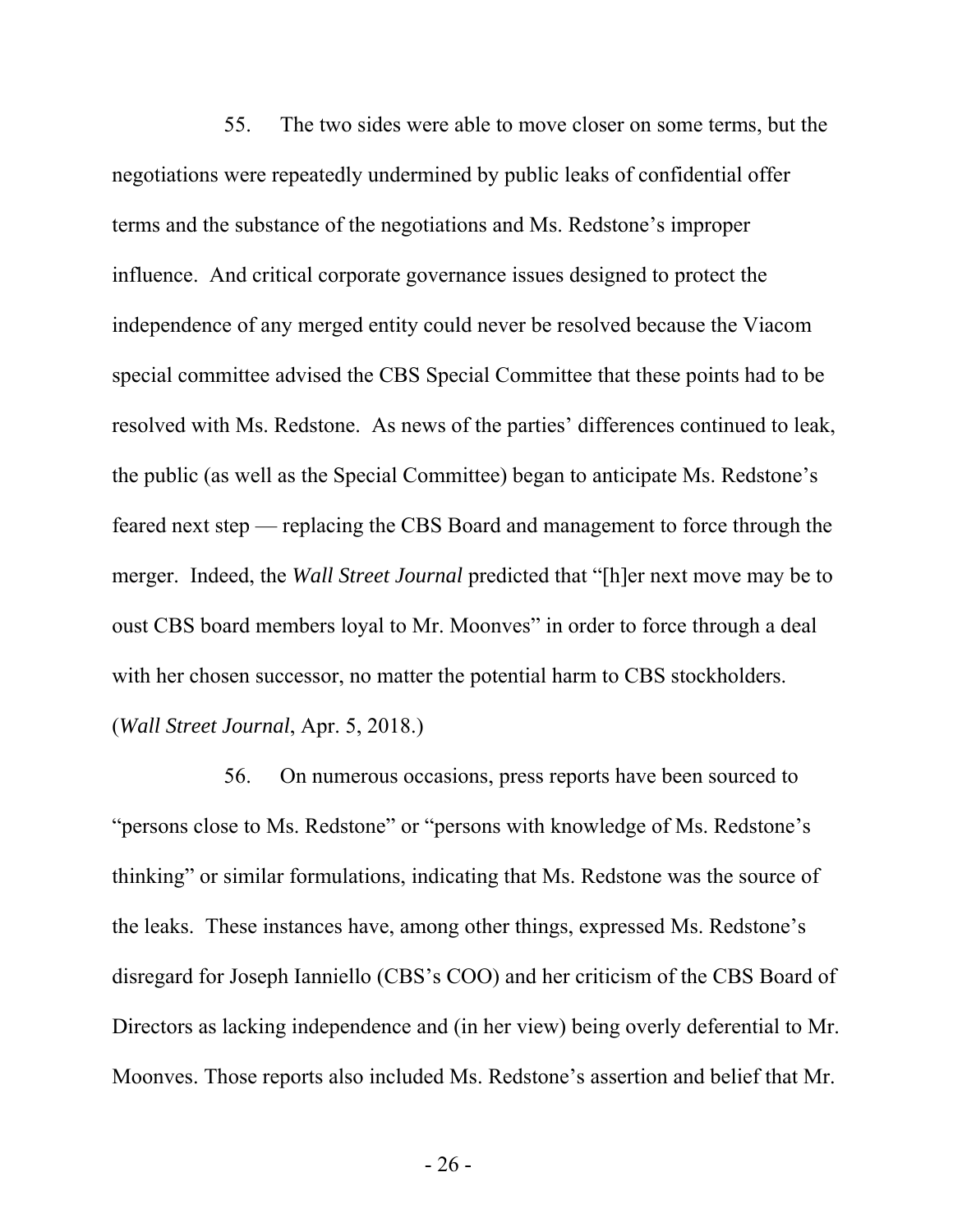55. The two sides were able to move closer on some terms, but the negotiations were repeatedly undermined by public leaks of confidential offer terms and the substance of the negotiations and Ms. Redstone's improper influence. And critical corporate governance issues designed to protect the independence of any merged entity could never be resolved because the Viacom special committee advised the CBS Special Committee that these points had to be resolved with Ms. Redstone. As news of the parties' differences continued to leak, the public (as well as the Special Committee) began to anticipate Ms. Redstone's feared next step — replacing the CBS Board and management to force through the merger. Indeed, the *Wall Street Journal* predicted that "[h]er next move may be to oust CBS board members loyal to Mr. Moonves" in order to force through a deal with her chosen successor, no matter the potential harm to CBS stockholders. (*Wall Street Journal*, Apr. 5, 2018.)

56. On numerous occasions, press reports have been sourced to "persons close to Ms. Redstone" or "persons with knowledge of Ms. Redstone's thinking" or similar formulations, indicating that Ms. Redstone was the source of the leaks. These instances have, among other things, expressed Ms. Redstone's disregard for Joseph Ianniello (CBS's COO) and her criticism of the CBS Board of Directors as lacking independence and (in her view) being overly deferential to Mr. Moonves. Those reports also included Ms. Redstone's assertion and belief that Mr.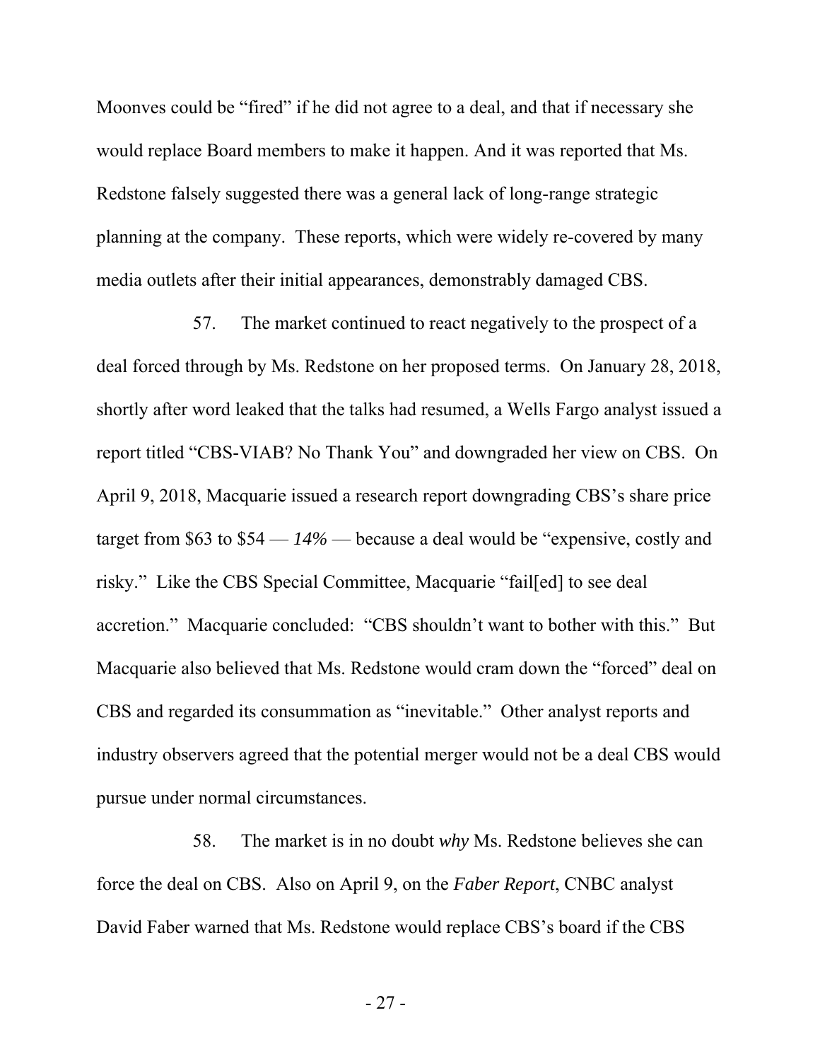Moonves could be "fired" if he did not agree to a deal, and that if necessary she would replace Board members to make it happen. And it was reported that Ms. Redstone falsely suggested there was a general lack of long-range strategic planning at the company. These reports, which were widely re-covered by many media outlets after their initial appearances, demonstrably damaged CBS.

57. The market continued to react negatively to the prospect of a deal forced through by Ms. Redstone on her proposed terms. On January 28, 2018, shortly after word leaked that the talks had resumed, a Wells Fargo analyst issued a report titled "CBS-VIAB? No Thank You" and downgraded her view on CBS. On April 9, 2018, Macquarie issued a research report downgrading CBS's share price target from $63 to $54 — *14%* — because a deal would be "expensive, costly and risky." Like the CBS Special Committee, Macquarie "fail[ed] to see deal accretion." Macquarie concluded: "CBS shouldn't want to bother with this." But Macquarie also believed that Ms. Redstone would cram down the "forced" deal on CBS and regarded its consummation as "inevitable." Other analyst reports and industry observers agreed that the potential merger would not be a deal CBS would pursue under normal circumstances.

58. The market is in no doubt *why* Ms. Redstone believes she can force the deal on CBS. Also on April 9, on the *Faber Report*, CNBC analyst David Faber warned that Ms. Redstone would replace CBS's board if the CBS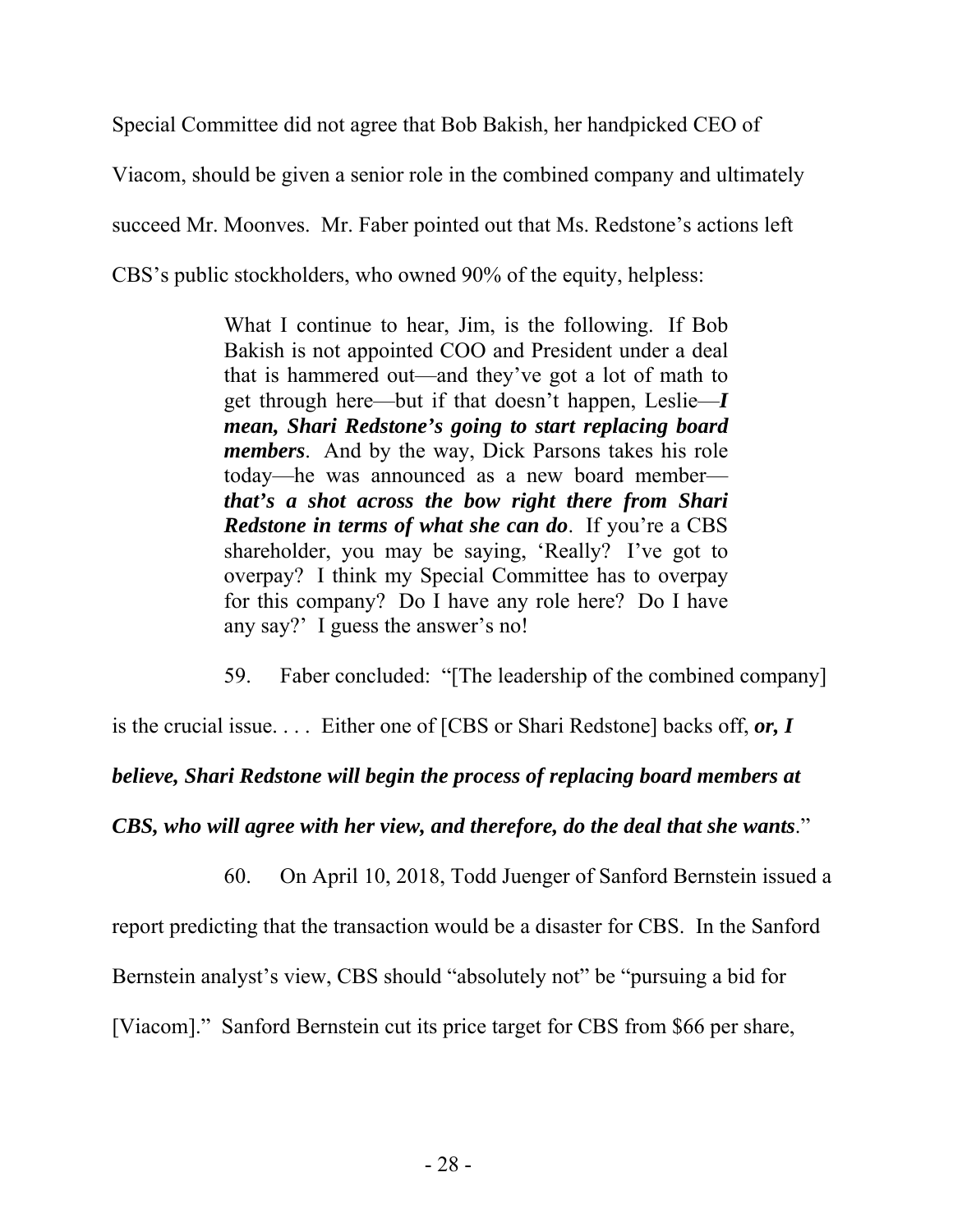Special Committee did not agree that Bob Bakish, her handpicked CEO of Viacom, should be given a senior role in the combined company and ultimately succeed Mr. Moonves. Mr. Faber pointed out that Ms. Redstone's actions left CBS's public stockholders, who owned 90% of the equity, helpless:

> What I continue to hear, Jim, is the following. If Bob Bakish is not appointed COO and President under a deal that is hammered out—and they've got a lot of math to get through here—but if that doesn't happen, Leslie—***I mean, Shari Redstone's going to start replacing board members***. And by the way, Dick Parsons takes his role today—he was announced as a new board member—***that's a shot across the bow right there from Shari Redstone in terms of what she can do***. If you're a CBS shareholder, you may be saying, 'Really? I've got to overpay? I think my Special Committee has to overpay for this company? Do I have any role here? Do I have any say?' I guess the answer's no!

59. Faber concluded: "[The leadership of the combined company] is the crucial issue. . . . Either one of [CBS or Shari Redstone] backs off, ***or, I believe, Shari Redstone will begin the process of replacing board members at CBS, who will agree with her view, and therefore, do the deal that she wants***."

60. On April 10, 2018, Todd Juenger of Sanford Bernstein issued a report predicting that the transaction would be a disaster for CBS. In the Sanford Bernstein analyst's view, CBS should "absolutely not" be "pursuing a bid for [Viacom]." Sanford Bernstein cut its price target for CBS from $66 per share,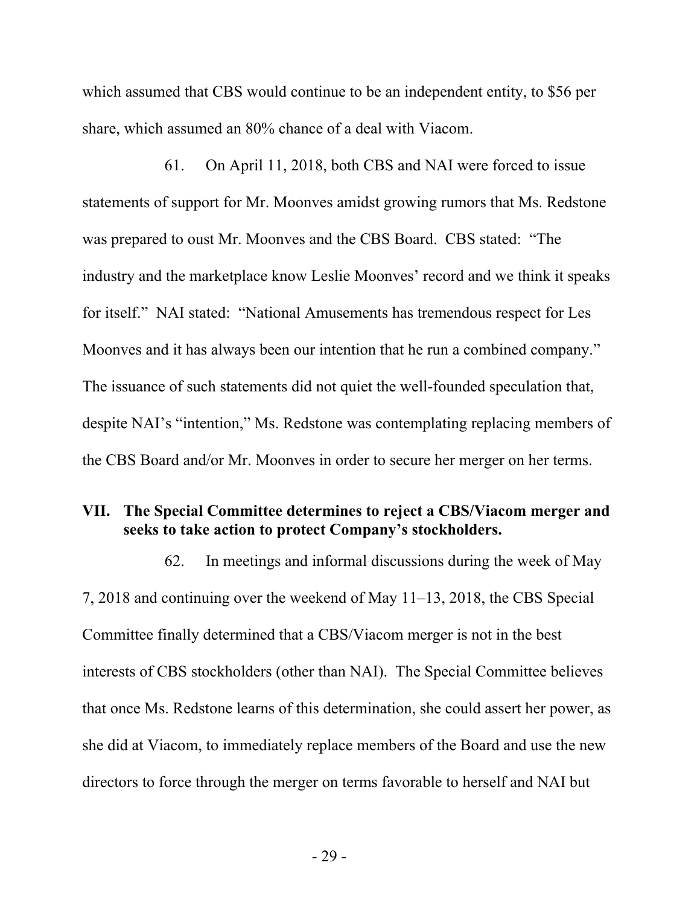which assumed that CBS would continue to be an independent entity, to $56 per share, which assumed an 80% chance of a deal with Viacom.

61. On April 11, 2018, both CBS and NAI were forced to issue statements of support for Mr. Moonves amidst growing rumors that Ms. Redstone was prepared to oust Mr. Moonves and the CBS Board. CBS stated: "The industry and the marketplace know Leslie Moonves' record and we think it speaks for itself." NAI stated: "National Amusements has tremendous respect for Les Moonves and it has always been our intention that he run a combined company." The issuance of such statements did not quiet the well-founded speculation that, despite NAI's "intention," Ms. Redstone was contemplating replacing members of the CBS Board and/or Mr. Moonves in order to secure her merger on her terms.

## VII. The Special Committee determines to reject a CBS/Viacom merger and seeks to take action to protect Company's stockholders.

62. In meetings and informal discussions during the week of May 7, 2018 and continuing over the weekend of May 11–13, 2018, the CBS Special Committee finally determined that a CBS/Viacom merger is not in the best interests of CBS stockholders (other than NAI). The Special Committee believes that once Ms. Redstone learns of this determination, she could assert her power, as she did at Viacom, to immediately replace members of the Board and use the new directors to force through the merger on terms favorable to herself and NAI but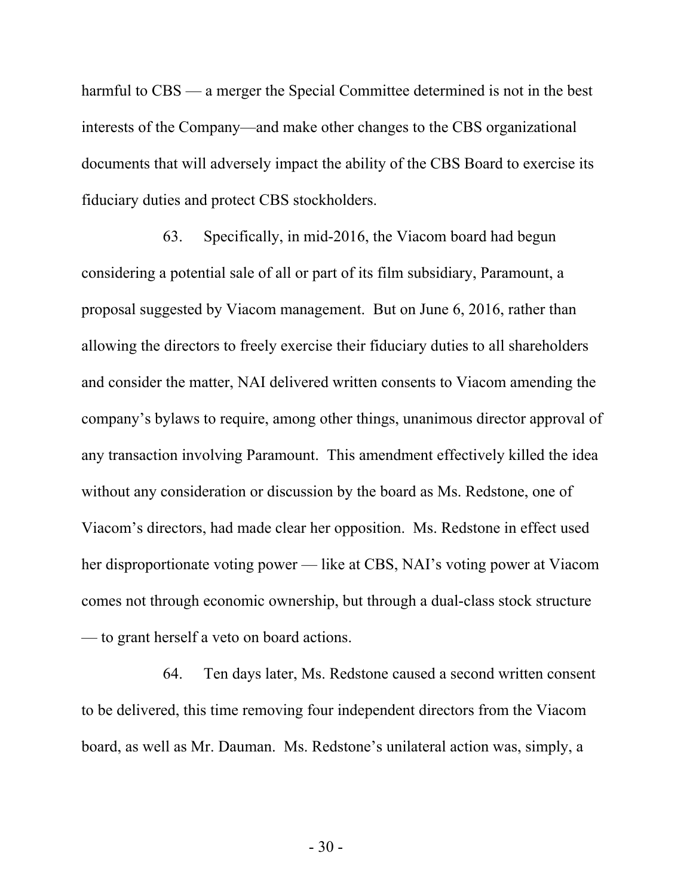harmful to CBS — a merger the Special Committee determined is not in the best interests of the Company—and make other changes to the CBS organizational documents that will adversely impact the ability of the CBS Board to exercise its fiduciary duties and protect CBS stockholders.

63. Specifically, in mid-2016, the Viacom board had begun considering a potential sale of all or part of its film subsidiary, Paramount, a proposal suggested by Viacom management. But on June 6, 2016, rather than allowing the directors to freely exercise their fiduciary duties to all shareholders and consider the matter, NAI delivered written consents to Viacom amending the company's bylaws to require, among other things, unanimous director approval of any transaction involving Paramount. This amendment effectively killed the idea without any consideration or discussion by the board as Ms. Redstone, one of Viacom's directors, had made clear her opposition. Ms. Redstone in effect used her disproportionate voting power — like at CBS, NAI's voting power at Viacom comes not through economic ownership, but through a dual-class stock structure — to grant herself a veto on board actions.

64. Ten days later, Ms. Redstone caused a second written consent to be delivered, this time removing four independent directors from the Viacom board, as well as Mr. Dauman. Ms. Redstone's unilateral action was, simply, a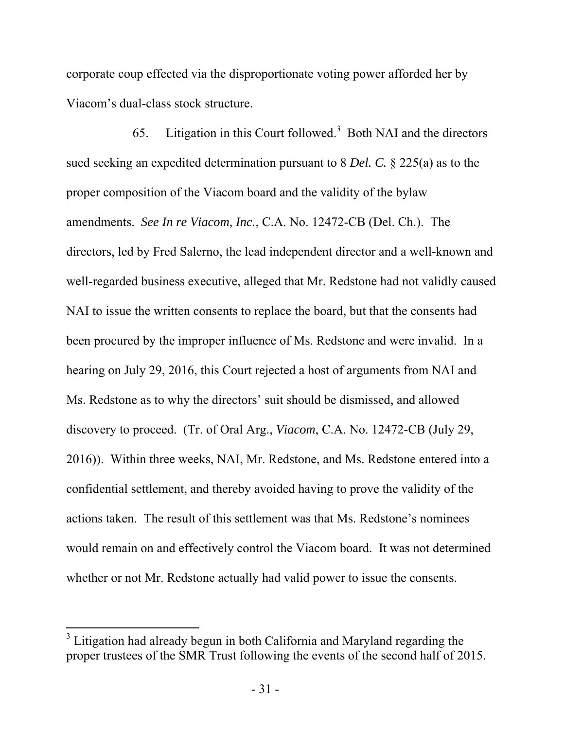corporate coup effected via the disproportionate voting power afforded her by Viacom's dual-class stock structure.

65. Litigation in this Court followed.[3] Both NAI and the directors sued seeking an expedited determination pursuant to 8 *Del. C.* § 225(a) as to the proper composition of the Viacom board and the validity of the bylaw amendments. *See In re Viacom, Inc.*, C.A. No. 12472-CB (Del. Ch.). The directors, led by Fred Salerno, the lead independent director and a well-known and well-regarded business executive, alleged that Mr. Redstone had not validly caused NAI to issue the written consents to replace the board, but that the consents had been procured by the improper influence of Ms. Redstone and were invalid. In a hearing on July 29, 2016, this Court rejected a host of arguments from NAI and Ms. Redstone as to why the directors' suit should be dismissed, and allowed discovery to proceed. (Tr. of Oral Arg., *Viacom*, C.A. No. 12472-CB (July 29, 2016)). Within three weeks, NAI, Mr. Redstone, and Ms. Redstone entered into a confidential settlement, and thereby avoided having to prove the validity of the actions taken. The result of this settlement was that Ms. Redstone's nominees would remain on and effectively control the Viacom board. It was not determined whether or not Mr. Redstone actually had valid power to issue the consents.

[3] Litigation had already begun in both California and Maryland regarding the proper trustees of the SMR Trust following the events of the second half of 2015.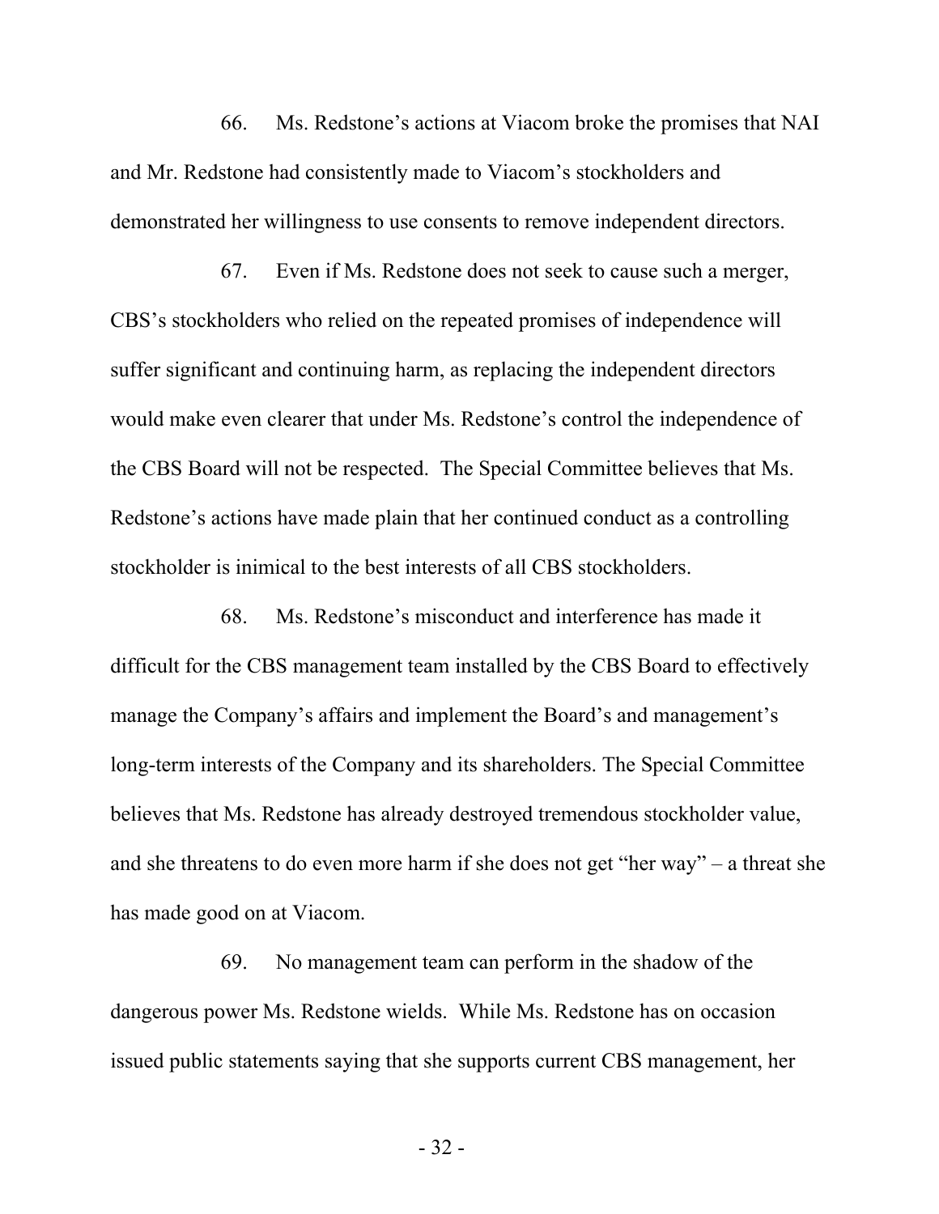66. Ms. Redstone's actions at Viacom broke the promises that NAI and Mr. Redstone had consistently made to Viacom's stockholders and demonstrated her willingness to use consents to remove independent directors.

67. Even if Ms. Redstone does not seek to cause such a merger, CBS's stockholders who relied on the repeated promises of independence will suffer significant and continuing harm, as replacing the independent directors would make even clearer that under Ms. Redstone's control the independence of the CBS Board will not be respected. The Special Committee believes that Ms. Redstone's actions have made plain that her continued conduct as a controlling stockholder is inimical to the best interests of all CBS stockholders.

68. Ms. Redstone's misconduct and interference has made it difficult for the CBS management team installed by the CBS Board to effectively manage the Company's affairs and implement the Board's and management's long-term interests of the Company and its shareholders. The Special Committee believes that Ms. Redstone has already destroyed tremendous stockholder value, and she threatens to do even more harm if she does not get "her way" – a threat she has made good on at Viacom.

69. No management team can perform in the shadow of the dangerous power Ms. Redstone wields. While Ms. Redstone has on occasion issued public statements saying that she supports current CBS management, her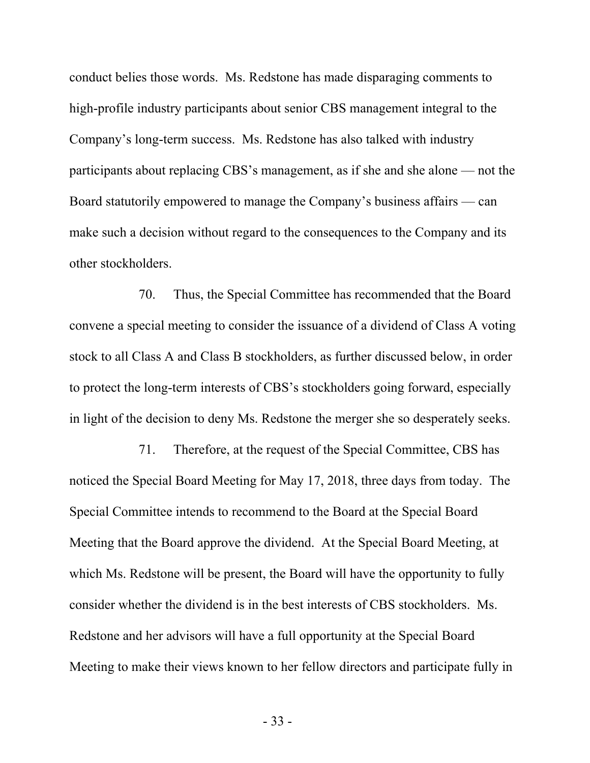conduct belies those words. Ms. Redstone has made disparaging comments to high-profile industry participants about senior CBS management integral to the Company's long-term success. Ms. Redstone has also talked with industry participants about replacing CBS's management, as if she and she alone — not the Board statutorily empowered to manage the Company's business affairs — can make such a decision without regard to the consequences to the Company and its other stockholders.

70. Thus, the Special Committee has recommended that the Board convene a special meeting to consider the issuance of a dividend of Class A voting stock to all Class A and Class B stockholders, as further discussed below, in order to protect the long-term interests of CBS's stockholders going forward, especially in light of the decision to deny Ms. Redstone the merger she so desperately seeks.

71. Therefore, at the request of the Special Committee, CBS has noticed the Special Board Meeting for May 17, 2018, three days from today. The Special Committee intends to recommend to the Board at the Special Board Meeting that the Board approve the dividend. At the Special Board Meeting, at which Ms. Redstone will be present, the Board will have the opportunity to fully consider whether the dividend is in the best interests of CBS stockholders. Ms. Redstone and her advisors will have a full opportunity at the Special Board Meeting to make their views known to her fellow directors and participate fully in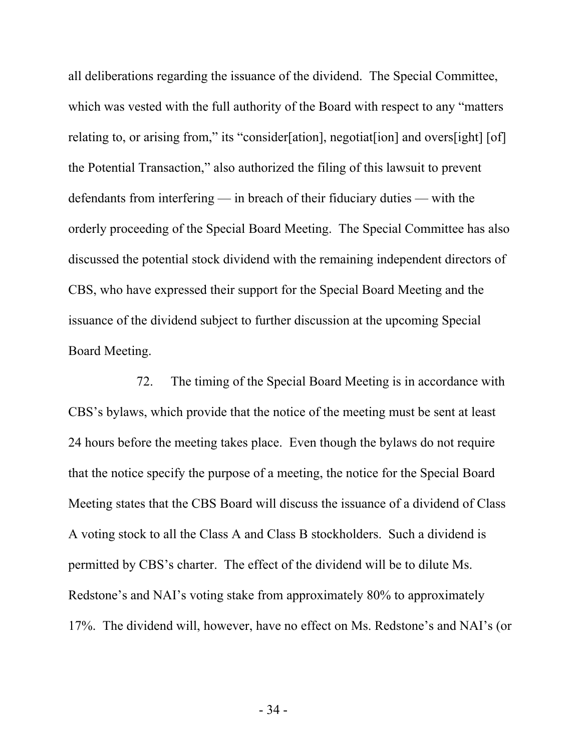all deliberations regarding the issuance of the dividend. The Special Committee, which was vested with the full authority of the Board with respect to any "matters relating to, or arising from," its "consider[ation], negotiat[ion] and overs[ight] [of] the Potential Transaction," also authorized the filing of this lawsuit to prevent defendants from interfering — in breach of their fiduciary duties — with the orderly proceeding of the Special Board Meeting. The Special Committee has also discussed the potential stock dividend with the remaining independent directors of CBS, who have expressed their support for the Special Board Meeting and the issuance of the dividend subject to further discussion at the upcoming Special Board Meeting.

72. The timing of the Special Board Meeting is in accordance with CBS's bylaws, which provide that the notice of the meeting must be sent at least 24 hours before the meeting takes place. Even though the bylaws do not require that the notice specify the purpose of a meeting, the notice for the Special Board Meeting states that the CBS Board will discuss the issuance of a dividend of Class A voting stock to all the Class A and Class B stockholders. Such a dividend is permitted by CBS's charter. The effect of the dividend will be to dilute Ms. Redstone's and NAI's voting stake from approximately 80% to approximately 17%. The dividend will, however, have no effect on Ms. Redstone's and NAI's (or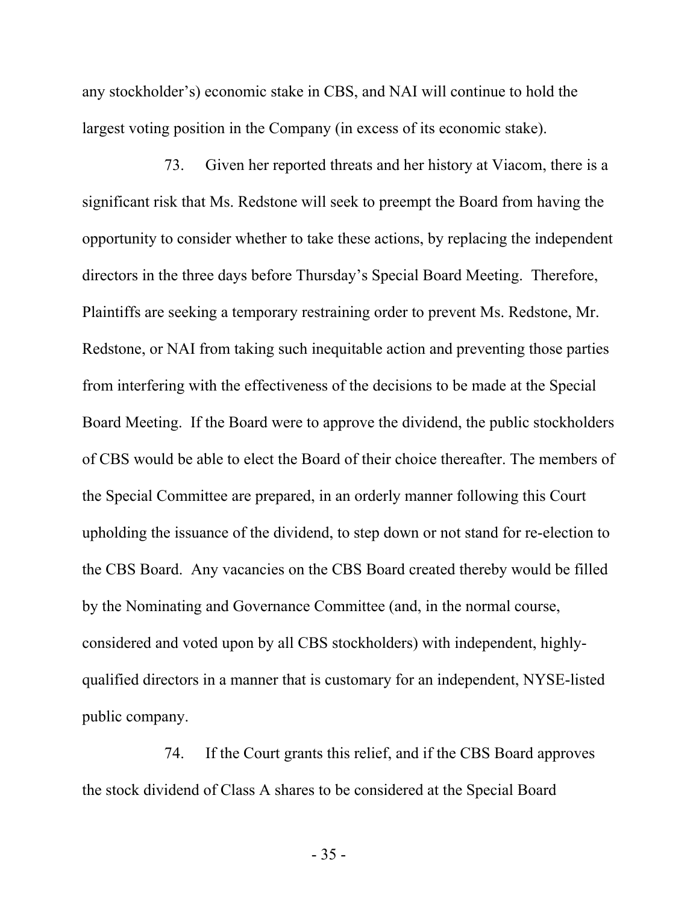any stockholder's) economic stake in CBS, and NAI will continue to hold the largest voting position in the Company (in excess of its economic stake).

73. Given her reported threats and her history at Viacom, there is a significant risk that Ms. Redstone will seek to preempt the Board from having the opportunity to consider whether to take these actions, by replacing the independent directors in the three days before Thursday's Special Board Meeting. Therefore, Plaintiffs are seeking a temporary restraining order to prevent Ms. Redstone, Mr. Redstone, or NAI from taking such inequitable action and preventing those parties from interfering with the effectiveness of the decisions to be made at the Special Board Meeting. If the Board were to approve the dividend, the public stockholders of CBS would be able to elect the Board of their choice thereafter. The members of the Special Committee are prepared, in an orderly manner following this Court upholding the issuance of the dividend, to step down or not stand for re-election to the CBS Board. Any vacancies on the CBS Board created thereby would be filled by the Nominating and Governance Committee (and, in the normal course, considered and voted upon by all CBS stockholders) with independent, highly-qualified directors in a manner that is customary for an independent, NYSE-listed public company.

74. If the Court grants this relief, and if the CBS Board approves the stock dividend of Class A shares to be considered at the Special Board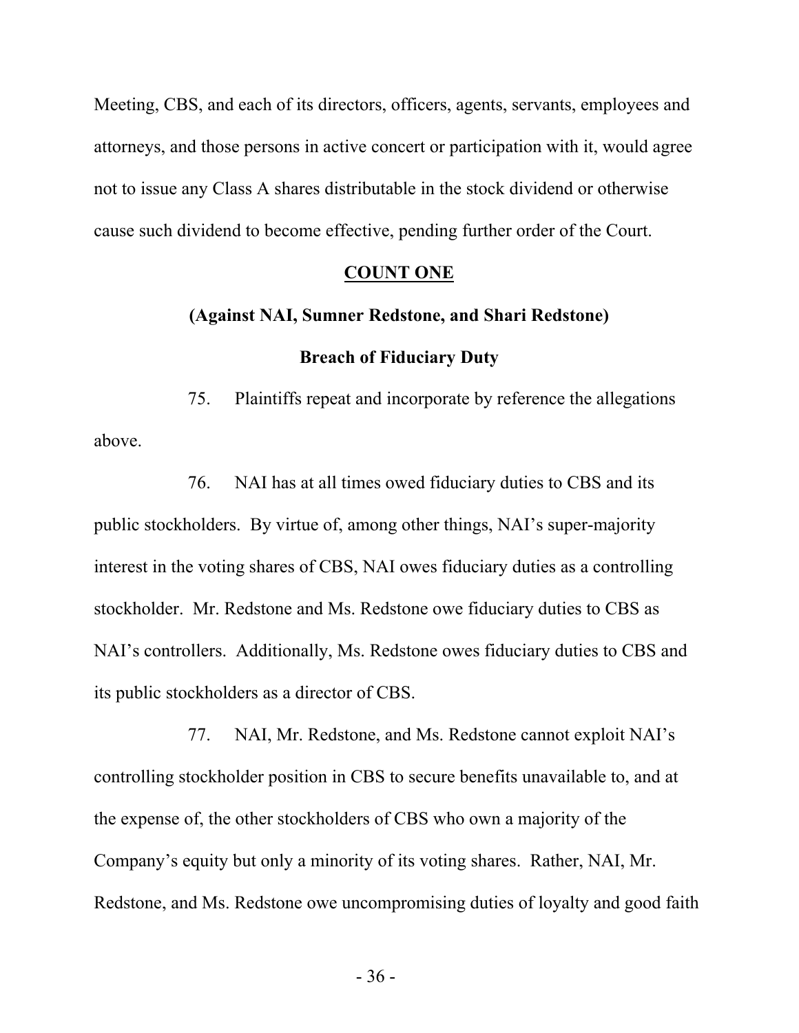Meeting, CBS, and each of its directors, officers, agents, servants, employees and attorneys, and those persons in active concert or participation with it, would agree not to issue any Class A shares distributable in the stock dividend or otherwise cause such dividend to become effective, pending further order of the Court.

## COUNT ONE

### (Against NAI, Sumner Redstone, and Shari Redstone)

### Breach of Fiduciary Duty

75. Plaintiffs repeat and incorporate by reference the allegations above.

76. NAI has at all times owed fiduciary duties to CBS and its public stockholders. By virtue of, among other things, NAI's super-majority interest in the voting shares of CBS, NAI owes fiduciary duties as a controlling stockholder. Mr. Redstone and Ms. Redstone owe fiduciary duties to CBS as NAI's controllers. Additionally, Ms. Redstone owes fiduciary duties to CBS and its public stockholders as a director of CBS.

77. NAI, Mr. Redstone, and Ms. Redstone cannot exploit NAI's controlling stockholder position in CBS to secure benefits unavailable to, and at the expense of, the other stockholders of CBS who own a majority of the Company's equity but only a minority of its voting shares. Rather, NAI, Mr. Redstone, and Ms. Redstone owe uncompromising duties of loyalty and good faith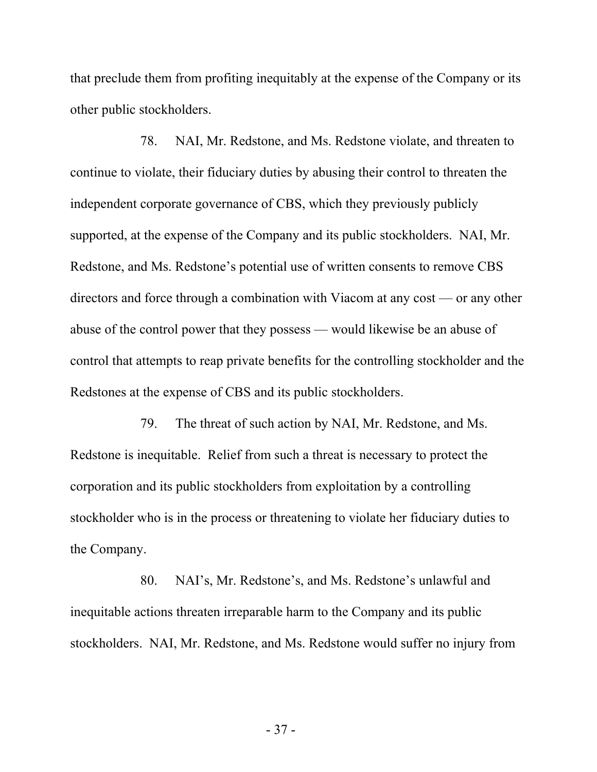that preclude them from profiting inequitably at the expense of the Company or its other public stockholders.

78. NAI, Mr. Redstone, and Ms. Redstone violate, and threaten to continue to violate, their fiduciary duties by abusing their control to threaten the independent corporate governance of CBS, which they previously publicly supported, at the expense of the Company and its public stockholders. NAI, Mr. Redstone, and Ms. Redstone's potential use of written consents to remove CBS directors and force through a combination with Viacom at any cost — or any other abuse of the control power that they possess — would likewise be an abuse of control that attempts to reap private benefits for the controlling stockholder and the Redstones at the expense of CBS and its public stockholders.

79. The threat of such action by NAI, Mr. Redstone, and Ms. Redstone is inequitable. Relief from such a threat is necessary to protect the corporation and its public stockholders from exploitation by a controlling stockholder who is in the process or threatening to violate her fiduciary duties to the Company.

80. NAI's, Mr. Redstone's, and Ms. Redstone's unlawful and inequitable actions threaten irreparable harm to the Company and its public stockholders. NAI, Mr. Redstone, and Ms. Redstone would suffer no injury from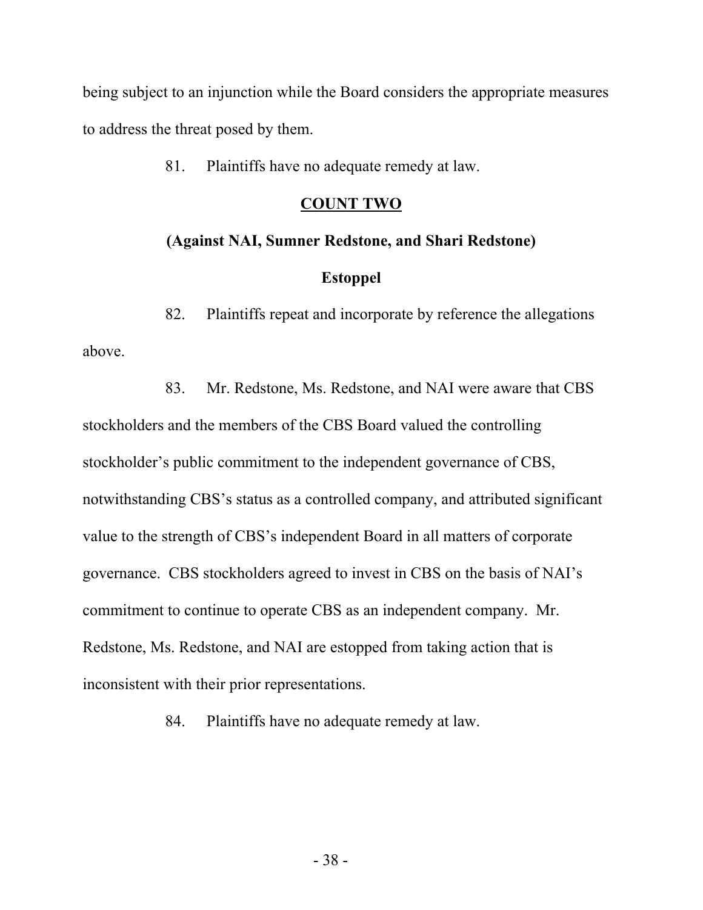being subject to an injunction while the Board considers the appropriate measures to address the threat posed by them.

81. Plaintiffs have no adequate remedy at law.

**COUNT TWO**

**(Against NAI, Sumner Redstone, and Shari Redstone)**

**Estoppel**

82. Plaintiffs repeat and incorporate by reference the allegations above.

83. Mr. Redstone, Ms. Redstone, and NAI were aware that CBS stockholders and the members of the CBS Board valued the controlling stockholder's public commitment to the independent governance of CBS, notwithstanding CBS's status as a controlled company, and attributed significant value to the strength of CBS's independent Board in all matters of corporate governance. CBS stockholders agreed to invest in CBS on the basis of NAI's commitment to continue to operate CBS as an independent company. Mr. Redstone, Ms. Redstone, and NAI are estopped from taking action that is inconsistent with their prior representations.

84. Plaintiffs have no adequate remedy at law.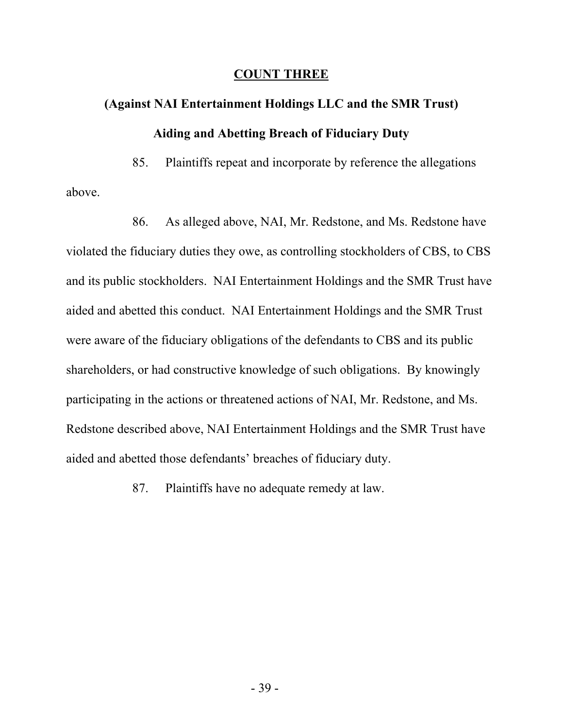## COUNT THREE

### (Against NAI Entertainment Holdings LLC and the SMR Trust)

### Aiding and Abetting Breach of Fiduciary Duty

85. Plaintiffs repeat and incorporate by reference the allegations above.

86. As alleged above, NAI, Mr. Redstone, and Ms. Redstone have violated the fiduciary duties they owe, as controlling stockholders of CBS, to CBS and its public stockholders. NAI Entertainment Holdings and the SMR Trust have aided and abetted this conduct. NAI Entertainment Holdings and the SMR Trust were aware of the fiduciary obligations of the defendants to CBS and its public shareholders, or had constructive knowledge of such obligations. By knowingly participating in the actions or threatened actions of NAI, Mr. Redstone, and Ms. Redstone described above, NAI Entertainment Holdings and the SMR Trust have aided and abetted those defendants' breaches of fiduciary duty.

87. Plaintiffs have no adequate remedy at law.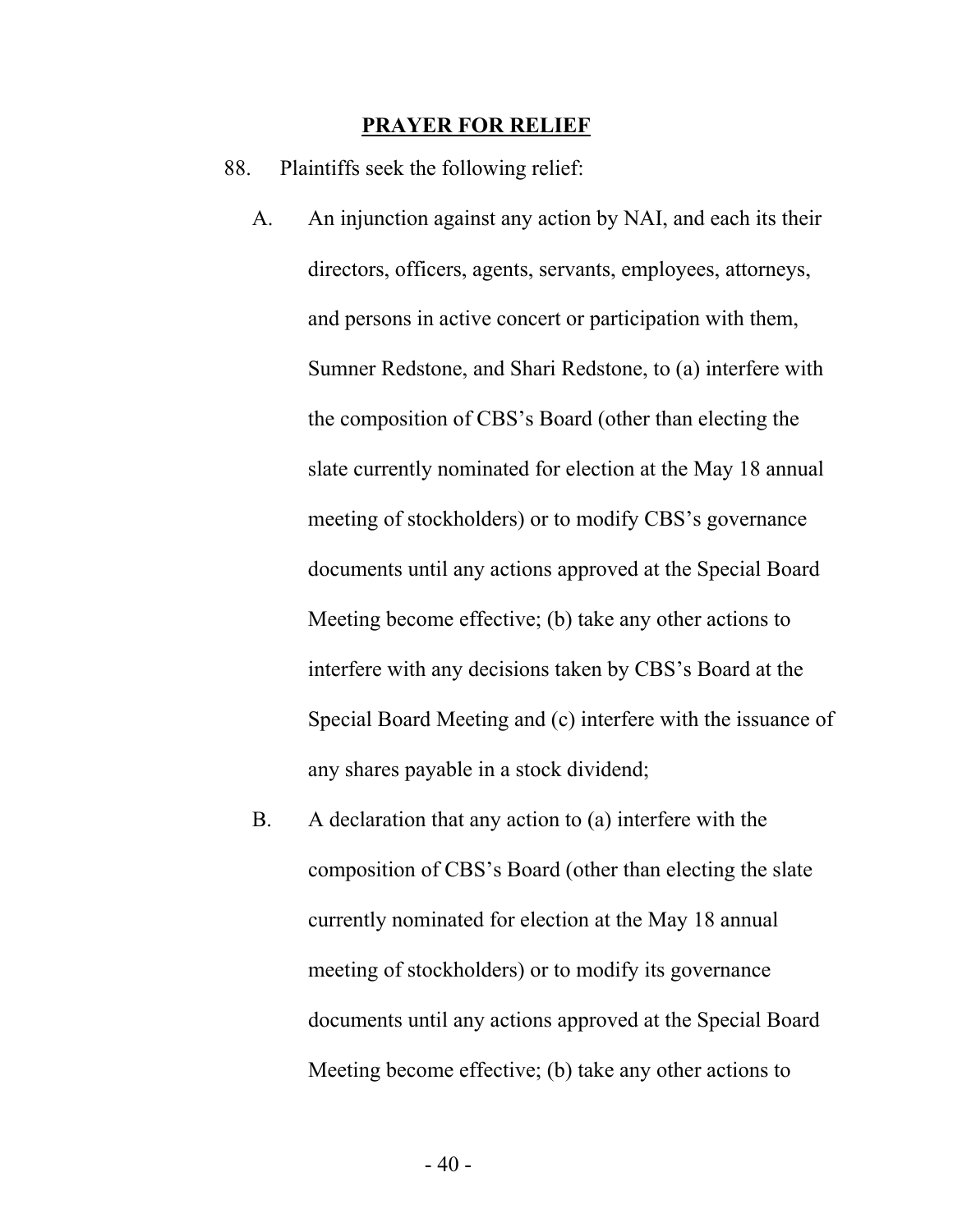**PRAYER FOR RELIEF**

88. Plaintiffs seek the following relief:

A. An injunction against any action by NAI, and each its their directors, officers, agents, servants, employees, attorneys, and persons in active concert or participation with them, Sumner Redstone, and Shari Redstone, to (a) interfere with the composition of CBS's Board (other than electing the slate currently nominated for election at the May 18 annual meeting of stockholders) or to modify CBS's governance documents until any actions approved at the Special Board Meeting become effective; (b) take any other actions to interfere with any decisions taken by CBS's Board at the Special Board Meeting and (c) interfere with the issuance of any shares payable in a stock dividend;

B. A declaration that any action to (a) interfere with the composition of CBS's Board (other than electing the slate currently nominated for election at the May 18 annual meeting of stockholders) or to modify its governance documents until any actions approved at the Special Board Meeting become effective; (b) take any other actions to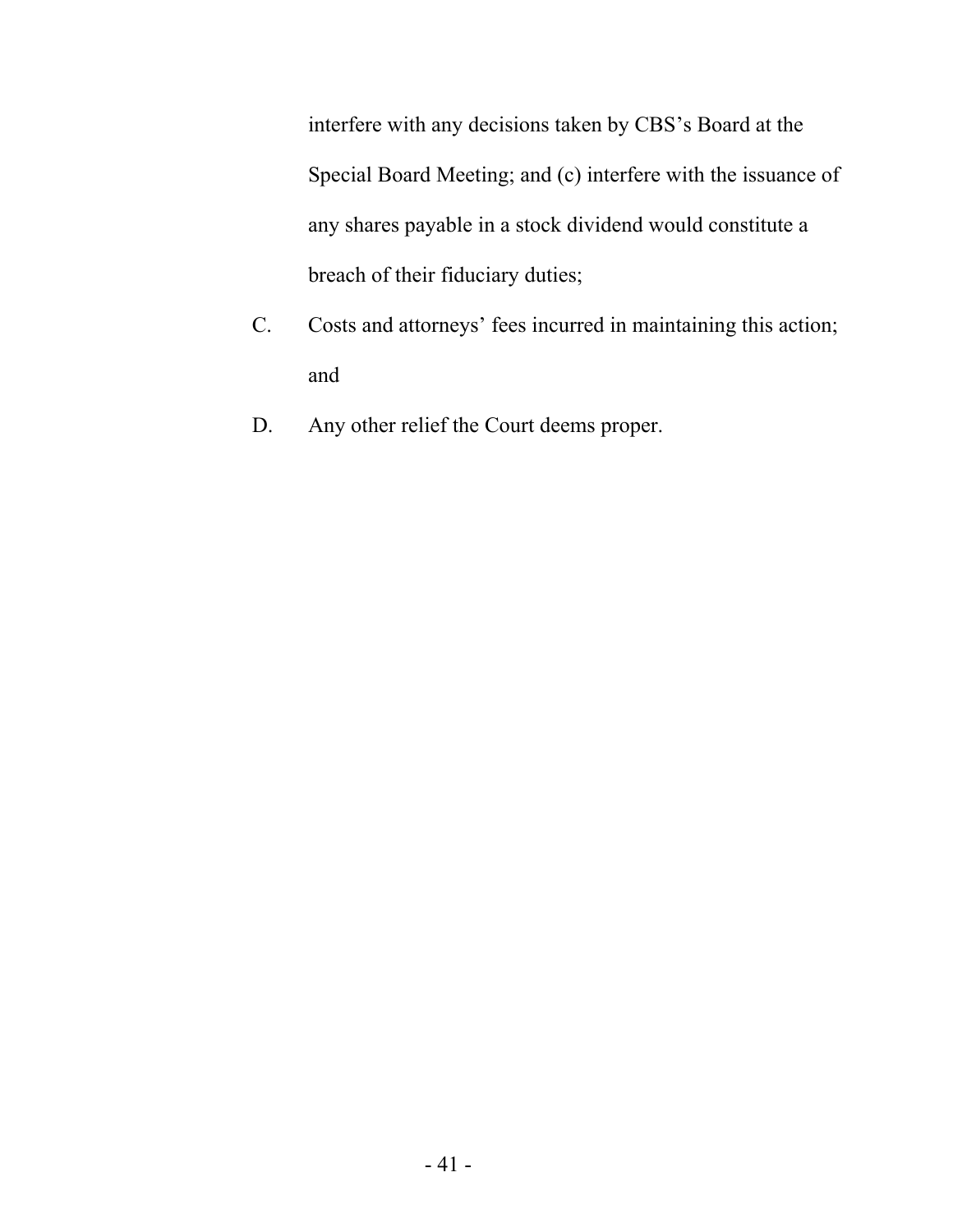interfere with any decisions taken by CBS's Board at the Special Board Meeting; and (c) interfere with the issuance of any shares payable in a stock dividend would constitute a breach of their fiduciary duties;

C. Costs and attorneys' fees incurred in maintaining this action; and

D. Any other relief the Court deems proper.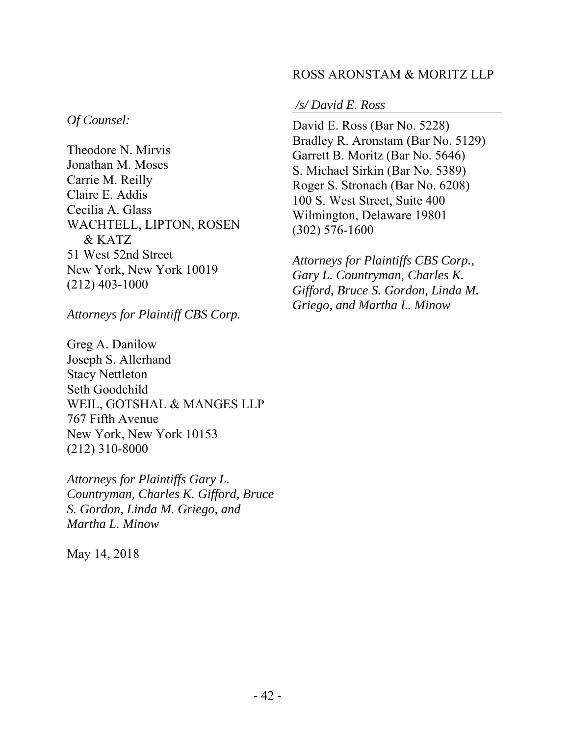ROSS ARONSTAM & MORITZ LLP

*/s/ David E. Ross*

David E. Ross (Bar No. 5228)
Bradley R. Aronstam (Bar No. 5129)
Garrett B. Moritz (Bar No. 5646)
S. Michael Sirkin (Bar No. 5389)
Roger S. Stronach (Bar No. 6208)
100 S. West Street, Suite 400
Wilmington, Delaware 19801
(302) 576-1600

*Attorneys for Plaintiffs CBS Corp., Gary L. Countryman, Charles K. Gifford, Bruce S. Gordon, Linda M. Griego, and Martha L. Minow*

*Of Counsel:*

Theodore N. Mirvis
Jonathan M. Moses
Carrie M. Reilly
Claire E. Addis
Cecilia A. Glass
WACHTELL, LIPTON, ROSEN & KATZ
51 West 52nd Street
New York, New York 10019
(212) 403-1000

*Attorneys for Plaintiff CBS Corp.*

Greg A. Danilow
Joseph S. Allerhand
Stacy Nettleton
Seth Goodchild
WEIL, GOTSHAL & MANGES LLP
767 Fifth Avenue
New York, New York 10153
(212) 310-8000

*Attorneys for Plaintiffs Gary L. Countryman, Charles K. Gifford, Bruce S. Gordon, Linda M. Griego, and Martha L. Minow*

May 14, 2018